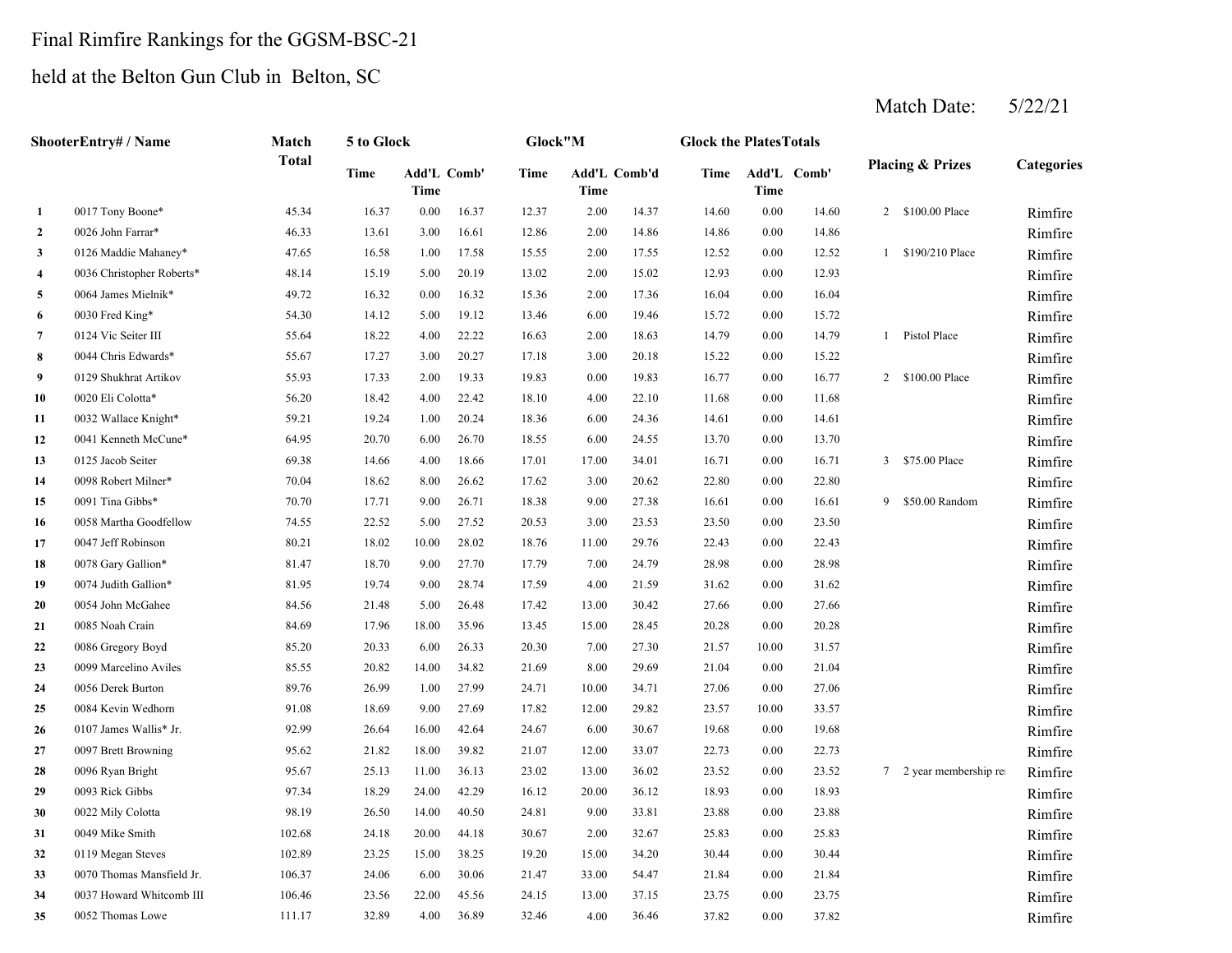Final Rimfire Rankings for the GGSM-BSC-21

held at the Belton Gun Club in Belton, SC

Match Date: 5/22/21

| Shooter | Entry# / Name | Match Total | 5 to Glock | | | Glock"M | | | Glock the Plates Totals | | | Placing & Prizes | | Categories |
|---|---|---|---|---|---|---|---|---|---|---|---|---|---|---|
| | | | Time | Add'L Time | Comb' | Time | Add'L Time | Comb'd | Time | Add'L Time | Comb' | | | |
| 1 | 0017 Tony Boone* | 45.34 | 16.37 | 0.00 | 16.37 | 12.37 | 2.00 | 14.37 | 14.60 | 0.00 | 14.60 | 2 | $100.00 Place | Rimfire |
| 2 | 0026 John Farrar* | 46.33 | 13.61 | 3.00 | 16.61 | 12.86 | 2.00 | 14.86 | 14.86 | 0.00 | 14.86 | | | Rimfire |
| 3 | 0126 Maddie Mahaney* | 47.65 | 16.58 | 1.00 | 17.58 | 15.55 | 2.00 | 17.55 | 12.52 | 0.00 | 12.52 | 1 | $190/210 Place | Rimfire |
| 4 | 0036 Christopher Roberts* | 48.14 | 15.19 | 5.00 | 20.19 | 13.02 | 2.00 | 15.02 | 12.93 | 0.00 | 12.93 | | | Rimfire |
| 5 | 0064 James Mielnik* | 49.72 | 16.32 | 0.00 | 16.32 | 15.36 | 2.00 | 17.36 | 16.04 | 0.00 | 16.04 | | | Rimfire |
| 6 | 0030 Fred King* | 54.30 | 14.12 | 5.00 | 19.12 | 13.46 | 6.00 | 19.46 | 15.72 | 0.00 | 15.72 | | | Rimfire |
| 7 | 0124 Vic Seiter III | 55.64 | 18.22 | 4.00 | 22.22 | 16.63 | 2.00 | 18.63 | 14.79 | 0.00 | 14.79 | 1 | Pistol Place | Rimfire |
| 8 | 0044 Chris Edwards* | 55.67 | 17.27 | 3.00 | 20.27 | 17.18 | 3.00 | 20.18 | 15.22 | 0.00 | 15.22 | | | Rimfire |
| 9 | 0129 Shukhrat Artikov | 55.93 | 17.33 | 2.00 | 19.33 | 19.83 | 0.00 | 19.83 | 16.77 | 0.00 | 16.77 | 2 | $100.00 Place | Rimfire |
| 10 | 0020 Eli Colotta* | 56.20 | 18.42 | 4.00 | 22.42 | 18.10 | 4.00 | 22.10 | 11.68 | 0.00 | 11.68 | | | Rimfire |
| 11 | 0032 Wallace Knight* | 59.21 | 19.24 | 1.00 | 20.24 | 18.36 | 6.00 | 24.36 | 14.61 | 0.00 | 14.61 | | | Rimfire |
| 12 | 0041 Kenneth McCune* | 64.95 | 20.70 | 6.00 | 26.70 | 18.55 | 6.00 | 24.55 | 13.70 | 0.00 | 13.70 | | | Rimfire |
| 13 | 0125 Jacob Seiter | 69.38 | 14.66 | 4.00 | 18.66 | 17.01 | 17.00 | 34.01 | 16.71 | 0.00 | 16.71 | 3 | $75.00 Place | Rimfire |
| 14 | 0098 Robert Milner* | 70.04 | 18.62 | 8.00 | 26.62 | 17.62 | 3.00 | 20.62 | 22.80 | 0.00 | 22.80 | | | Rimfire |
| 15 | 0091 Tina Gibbs* | 70.70 | 17.71 | 9.00 | 26.71 | 18.38 | 9.00 | 27.38 | 16.61 | 0.00 | 16.61 | 9 | $50.00 Random | Rimfire |
| 16 | 0058 Martha Goodfellow | 74.55 | 22.52 | 5.00 | 27.52 | 20.53 | 3.00 | 23.53 | 23.50 | 0.00 | 23.50 | | | Rimfire |
| 17 | 0047 Jeff Robinson | 80.21 | 18.02 | 10.00 | 28.02 | 18.76 | 11.00 | 29.76 | 22.43 | 0.00 | 22.43 | | | Rimfire |
| 18 | 0078 Gary Gallion* | 81.47 | 18.70 | 9.00 | 27.70 | 17.79 | 7.00 | 24.79 | 28.98 | 0.00 | 28.98 | | | Rimfire |
| 19 | 0074 Judith Gallion* | 81.95 | 19.74 | 9.00 | 28.74 | 17.59 | 4.00 | 21.59 | 31.62 | 0.00 | 31.62 | | | Rimfire |
| 20 | 0054 John McGahee | 84.56 | 21.48 | 5.00 | 26.48 | 17.42 | 13.00 | 30.42 | 27.66 | 0.00 | 27.66 | | | Rimfire |
| 21 | 0085 Noah Crain | 84.69 | 17.96 | 18.00 | 35.96 | 13.45 | 15.00 | 28.45 | 20.28 | 0.00 | 20.28 | | | Rimfire |
| 22 | 0086 Gregory Boyd | 85.20 | 20.33 | 6.00 | 26.33 | 20.30 | 7.00 | 27.30 | 21.57 | 10.00 | 31.57 | | | Rimfire |
| 23 | 0099 Marcelino Aviles | 85.55 | 20.82 | 14.00 | 34.82 | 21.69 | 8.00 | 29.69 | 21.04 | 0.00 | 21.04 | | | Rimfire |
| 24 | 0056 Derek Burton | 89.76 | 26.99 | 1.00 | 27.99 | 24.71 | 10.00 | 34.71 | 27.06 | 0.00 | 27.06 | | | Rimfire |
| 25 | 0084 Kevin Wedhorn | 91.08 | 18.69 | 9.00 | 27.69 | 17.82 | 12.00 | 29.82 | 23.57 | 10.00 | 33.57 | | | Rimfire |
| 26 | 0107 James Wallis* Jr. | 92.99 | 26.64 | 16.00 | 42.64 | 24.67 | 6.00 | 30.67 | 19.68 | 0.00 | 19.68 | | | Rimfire |
| 27 | 0097 Brett Browning | 95.62 | 21.82 | 18.00 | 39.82 | 21.07 | 12.00 | 33.07 | 22.73 | 0.00 | 22.73 | | | Rimfire |
| 28 | 0096 Ryan Bright | 95.67 | 25.13 | 11.00 | 36.13 | 23.02 | 13.00 | 36.02 | 23.52 | 0.00 | 23.52 | 7 | 2 year membership re | Rimfire |
| 29 | 0093 Rick Gibbs | 97.34 | 18.29 | 24.00 | 42.29 | 16.12 | 20.00 | 36.12 | 18.93 | 0.00 | 18.93 | | | Rimfire |
| 30 | 0022 Mily Colotta | 98.19 | 26.50 | 14.00 | 40.50 | 24.81 | 9.00 | 33.81 | 23.88 | 0.00 | 23.88 | | | Rimfire |
| 31 | 0049 Mike Smith | 102.68 | 24.18 | 20.00 | 44.18 | 30.67 | 2.00 | 32.67 | 25.83 | 0.00 | 25.83 | | | Rimfire |
| 32 | 0119 Megan Steves | 102.89 | 23.25 | 15.00 | 38.25 | 19.20 | 15.00 | 34.20 | 30.44 | 0.00 | 30.44 | | | Rimfire |
| 33 | 0070 Thomas Mansfield Jr. | 106.37 | 24.06 | 6.00 | 30.06 | 21.47 | 33.00 | 54.47 | 21.84 | 0.00 | 21.84 | | | Rimfire |
| 34 | 0037 Howard Whitcomb III | 106.46 | 23.56 | 22.00 | 45.56 | 24.15 | 13.00 | 37.15 | 23.75 | 0.00 | 23.75 | | | Rimfire |
| 35 | 0052 Thomas Lowe | 111.17 | 32.89 | 4.00 | 36.89 | 32.46 | 4.00 | 36.46 | 37.82 | 0.00 | 37.82 | | | Rimfire |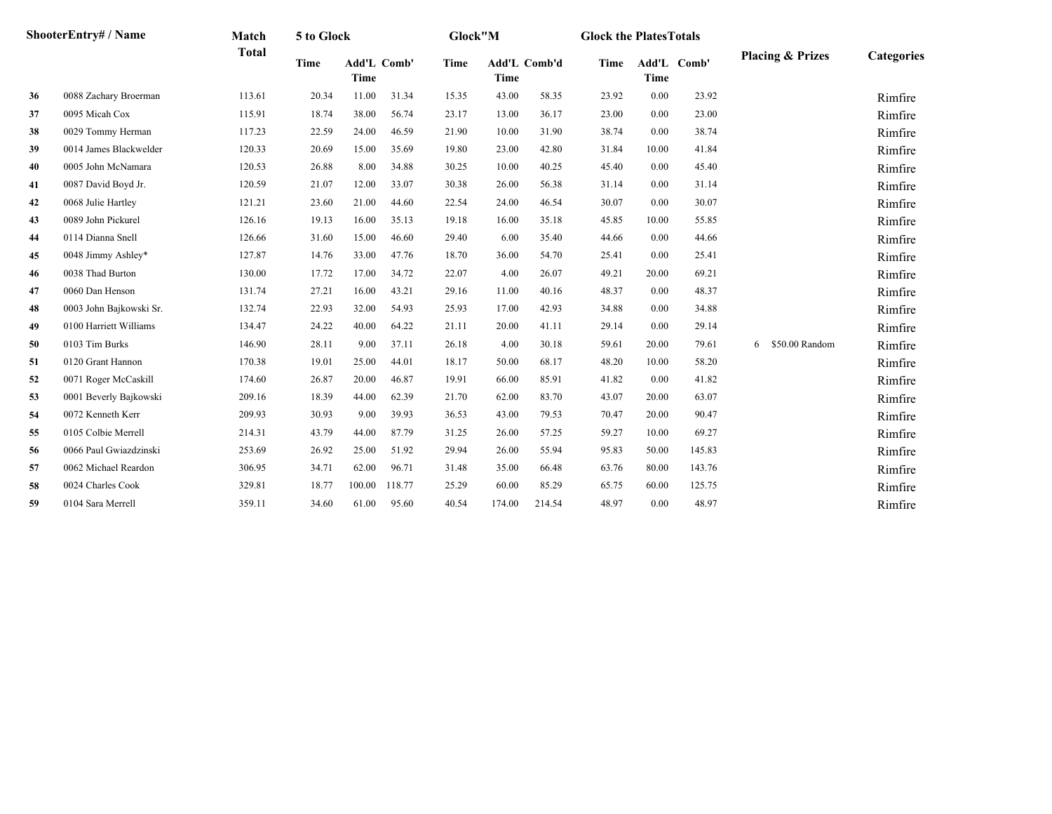| Shooter | Entry# / Name | Match Total | 5 to Glock | | | Glock"M | | | Glock the Plates | Totals | | Placing & Prizes | | Categories |
|---|---|---|---|---|---|---|---|---|---|---|---|---|---|---|
| | | | Time | Add'L Time | Comb' | Time | Add'L Time | Comb'd | Time | Add'L Time | Comb' | | | |
| 36 | 0088 Zachary Broerman | 113.61 | 20.34 | 11.00 | 31.34 | 15.35 | 43.00 | 58.35 | 23.92 | 0.00 | 23.92 | | | Rimfire |
| 37 | 0095 Micah Cox | 115.91 | 18.74 | 38.00 | 56.74 | 23.17 | 13.00 | 36.17 | 23.00 | 0.00 | 23.00 | | | Rimfire |
| 38 | 0029 Tommy Herman | 117.23 | 22.59 | 24.00 | 46.59 | 21.90 | 10.00 | 31.90 | 38.74 | 0.00 | 38.74 | | | Rimfire |
| 39 | 0014 James Blackwelder | 120.33 | 20.69 | 15.00 | 35.69 | 19.80 | 23.00 | 42.80 | 31.84 | 10.00 | 41.84 | | | Rimfire |
| 40 | 0005 John McNamara | 120.53 | 26.88 | 8.00 | 34.88 | 30.25 | 10.00 | 40.25 | 45.40 | 0.00 | 45.40 | | | Rimfire |
| 41 | 0087 David Boyd Jr. | 120.59 | 21.07 | 12.00 | 33.07 | 30.38 | 26.00 | 56.38 | 31.14 | 0.00 | 31.14 | | | Rimfire |
| 42 | 0068 Julie Hartley | 121.21 | 23.60 | 21.00 | 44.60 | 22.54 | 24.00 | 46.54 | 30.07 | 0.00 | 30.07 | | | Rimfire |
| 43 | 0089 John Pickurel | 126.16 | 19.13 | 16.00 | 35.13 | 19.18 | 16.00 | 35.18 | 45.85 | 10.00 | 55.85 | | | Rimfire |
| 44 | 0114 Dianna Snell | 126.66 | 31.60 | 15.00 | 46.60 | 29.40 | 6.00 | 35.40 | 44.66 | 0.00 | 44.66 | | | Rimfire |
| 45 | 0048 Jimmy Ashley* | 127.87 | 14.76 | 33.00 | 47.76 | 18.70 | 36.00 | 54.70 | 25.41 | 0.00 | 25.41 | | | Rimfire |
| 46 | 0038 Thad Burton | 130.00 | 17.72 | 17.00 | 34.72 | 22.07 | 4.00 | 26.07 | 49.21 | 20.00 | 69.21 | | | Rimfire |
| 47 | 0060 Dan Henson | 131.74 | 27.21 | 16.00 | 43.21 | 29.16 | 11.00 | 40.16 | 48.37 | 0.00 | 48.37 | | | Rimfire |
| 48 | 0003 John Bajkowski Sr. | 132.74 | 22.93 | 32.00 | 54.93 | 25.93 | 17.00 | 42.93 | 34.88 | 0.00 | 34.88 | | | Rimfire |
| 49 | 0100 Harriett Williams | 134.47 | 24.22 | 40.00 | 64.22 | 21.11 | 20.00 | 41.11 | 29.14 | 0.00 | 29.14 | | | Rimfire |
| 50 | 0103 Tim Burks | 146.90 | 28.11 | 9.00 | 37.11 | 26.18 | 4.00 | 30.18 | 59.61 | 20.00 | 79.61 | 6 | $50.00 Random | Rimfire |
| 51 | 0120 Grant Hannon | 170.38 | 19.01 | 25.00 | 44.01 | 18.17 | 50.00 | 68.17 | 48.20 | 10.00 | 58.20 | | | Rimfire |
| 52 | 0071 Roger McCaskill | 174.60 | 26.87 | 20.00 | 46.87 | 19.91 | 66.00 | 85.91 | 41.82 | 0.00 | 41.82 | | | Rimfire |
| 53 | 0001 Beverly Bajkowski | 209.16 | 18.39 | 44.00 | 62.39 | 21.70 | 62.00 | 83.70 | 43.07 | 20.00 | 63.07 | | | Rimfire |
| 54 | 0072 Kenneth Kerr | 209.93 | 30.93 | 9.00 | 39.93 | 36.53 | 43.00 | 79.53 | 70.47 | 20.00 | 90.47 | | | Rimfire |
| 55 | 0105 Colbie Merrell | 214.31 | 43.79 | 44.00 | 87.79 | 31.25 | 26.00 | 57.25 | 59.27 | 10.00 | 69.27 | | | Rimfire |
| 56 | 0066 Paul Gwiazdzinski | 253.69 | 26.92 | 25.00 | 51.92 | 29.94 | 26.00 | 55.94 | 95.83 | 50.00 | 145.83 | | | Rimfire |
| 57 | 0062 Michael Reardon | 306.95 | 34.71 | 62.00 | 96.71 | 31.48 | 35.00 | 66.48 | 63.76 | 80.00 | 143.76 | | | Rimfire |
| 58 | 0024 Charles Cook | 329.81 | 18.77 | 100.00 | 118.77 | 25.29 | 60.00 | 85.29 | 65.75 | 60.00 | 125.75 | | | Rimfire |
| 59 | 0104 Sara Merrell | 359.11 | 34.60 | 61.00 | 95.60 | 40.54 | 174.00 | 214.54 | 48.97 | 0.00 | 48.97 | | | Rimfire |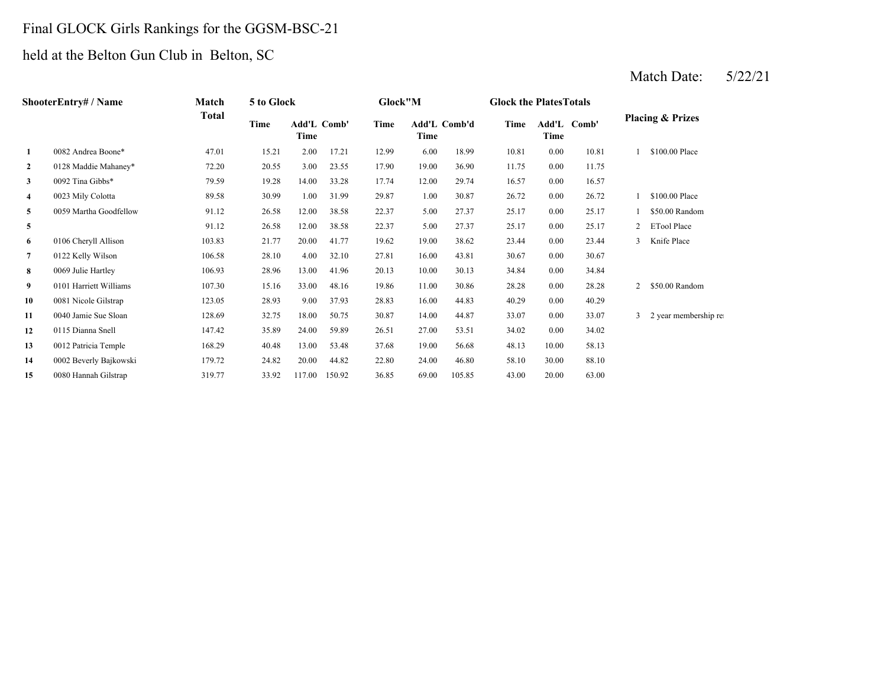# Final GLOCK Girls Rankings for the GGSM-BSC-21

## held at the Belton Gun Club in Belton, SC

Match Date: 5/22/21

| Shooter | Entry# / Name | Match Total | 5 to Glock Time | 5 to Glock Add'L Time | 5 to Glock Comb' | Glock"M Time | Glock"M Add'L Time | Glock"M Comb'd | Glock the Plates Time | Glock the Plates Add'L Time | Glock the Plates Comb' | Placing | Prizes |
|---|---|---|---|---|---|---|---|---|---|---|---|---|---|
| 1 | 0082 Andrea Boone* | 47.01 | 15.21 | 2.00 | 17.21 | 12.99 | 6.00 | 18.99 | 10.81 | 0.00 | 10.81 | 1 | $100.00 Place |
| 2 | 0128 Maddie Mahaney* | 72.20 | 20.55 | 3.00 | 23.55 | 17.90 | 19.00 | 36.90 | 11.75 | 0.00 | 11.75 | | |
| 3 | 0092 Tina Gibbs* | 79.59 | 19.28 | 14.00 | 33.28 | 17.74 | 12.00 | 29.74 | 16.57 | 0.00 | 16.57 | | |
| 4 | 0023 Mily Colotta | 89.58 | 30.99 | 1.00 | 31.99 | 29.87 | 1.00 | 30.87 | 26.72 | 0.00 | 26.72 | 1 | $100.00 Place |
| 5 | 0059 Martha Goodfellow | 91.12 | 26.58 | 12.00 | 38.58 | 22.37 | 5.00 | 27.37 | 25.17 | 0.00 | 25.17 | 1 | $50.00 Random |
| 5 | | 91.12 | 26.58 | 12.00 | 38.58 | 22.37 | 5.00 | 27.37 | 25.17 | 0.00 | 25.17 | 2 | ETool Place |
| 6 | 0106 Cheryll Allison | 103.83 | 21.77 | 20.00 | 41.77 | 19.62 | 19.00 | 38.62 | 23.44 | 0.00 | 23.44 | 3 | Knife Place |
| 7 | 0122 Kelly Wilson | 106.58 | 28.10 | 4.00 | 32.10 | 27.81 | 16.00 | 43.81 | 30.67 | 0.00 | 30.67 | | |
| 8 | 0069 Julie Hartley | 106.93 | 28.96 | 13.00 | 41.96 | 20.13 | 10.00 | 30.13 | 34.84 | 0.00 | 34.84 | | |
| 9 | 0101 Harriett Williams | 107.30 | 15.16 | 33.00 | 48.16 | 19.86 | 11.00 | 30.86 | 28.28 | 0.00 | 28.28 | 2 | $50.00 Random |
| 10 | 0081 Nicole Gilstrap | 123.05 | 28.93 | 9.00 | 37.93 | 28.83 | 16.00 | 44.83 | 40.29 | 0.00 | 40.29 | | |
| 11 | 0040 Jamie Sue Sloan | 128.69 | 32.75 | 18.00 | 50.75 | 30.87 | 14.00 | 44.87 | 33.07 | 0.00 | 33.07 | 3 | 2 year membership re |
| 12 | 0115 Dianna Snell | 147.42 | 35.89 | 24.00 | 59.89 | 26.51 | 27.00 | 53.51 | 34.02 | 0.00 | 34.02 | | |
| 13 | 0012 Patricia Temple | 168.29 | 40.48 | 13.00 | 53.48 | 37.68 | 19.00 | 56.68 | 48.13 | 10.00 | 58.13 | | |
| 14 | 0002 Beverly Bajkowski | 179.72 | 24.82 | 20.00 | 44.82 | 22.80 | 24.00 | 46.80 | 58.10 | 30.00 | 88.10 | | |
| 15 | 0080 Hannah Gilstrap | 319.77 | 33.92 | 117.00 | 150.92 | 36.85 | 69.00 | 105.85 | 43.00 | 20.00 | 63.00 | | |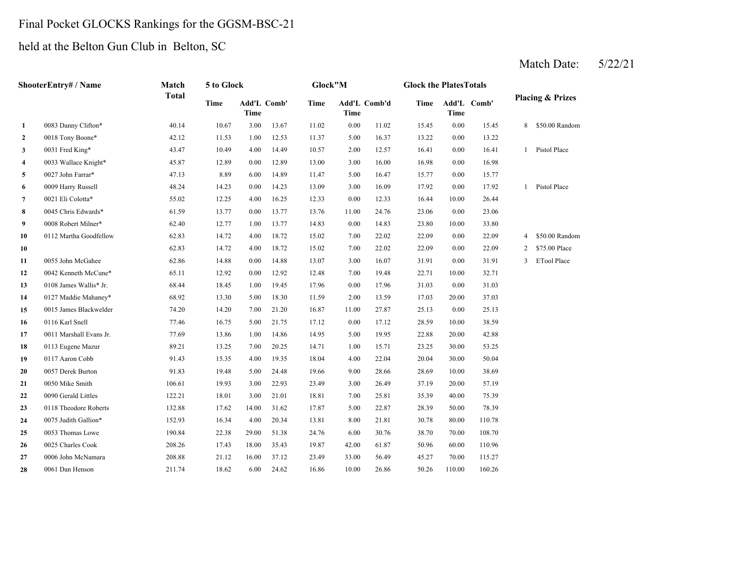Final Pocket GLOCKS Rankings for the GGSM-BSC-21

held at the Belton Gun Club in Belton, SC

Match Date: 5/22/21

| | ShooterEntry# / Name | Match Total | 5 to Glock | | | Glock"M | | | Glock the Plates | Totals | | Placing & Prizes | |
|---|---|---|---|---|---|---|---|---|---|---|---|---|---|
| | | | Time | Add'L Time | Comb' | Time | Add'L Time | Comb'd | Time | Add'L Time | Comb' | | |
| 1 | 0083 Danny Clifton* | 40.14 | 10.67 | 3.00 | 13.67 | 11.02 | 0.00 | 11.02 | 15.45 | 0.00 | 15.45 | 8 | $50.00 Random |
| 2 | 0018 Tony Boone* | 42.12 | 11.53 | 1.00 | 12.53 | 11.37 | 5.00 | 16.37 | 13.22 | 0.00 | 13.22 | | |
| 3 | 0031 Fred King* | 43.47 | 10.49 | 4.00 | 14.49 | 10.57 | 2.00 | 12.57 | 16.41 | 0.00 | 16.41 | 1 | Pistol Place |
| 4 | 0033 Wallace Knight* | 45.87 | 12.89 | 0.00 | 12.89 | 13.00 | 3.00 | 16.00 | 16.98 | 0.00 | 16.98 | | |
| 5 | 0027 John Farrar* | 47.13 | 8.89 | 6.00 | 14.89 | 11.47 | 5.00 | 16.47 | 15.77 | 0.00 | 15.77 | | |
| 6 | 0009 Harry Russell | 48.24 | 14.23 | 0.00 | 14.23 | 13.09 | 3.00 | 16.09 | 17.92 | 0.00 | 17.92 | 1 | Pistol Place |
| 7 | 0021 Eli Colotta* | 55.02 | 12.25 | 4.00 | 16.25 | 12.33 | 0.00 | 12.33 | 16.44 | 10.00 | 26.44 | | |
| 8 | 0045 Chris Edwards* | 61.59 | 13.77 | 0.00 | 13.77 | 13.76 | 11.00 | 24.76 | 23.06 | 0.00 | 23.06 | | |
| 9 | 0008 Robert Milner* | 62.40 | 12.77 | 1.00 | 13.77 | 14.83 | 0.00 | 14.83 | 23.80 | 10.00 | 33.80 | | |
| 10 | 0112 Martha Goodfellow | 62.83 | 14.72 | 4.00 | 18.72 | 15.02 | 7.00 | 22.02 | 22.09 | 0.00 | 22.09 | 4 | $50.00 Random |
| 10 | | 62.83 | 14.72 | 4.00 | 18.72 | 15.02 | 7.00 | 22.02 | 22.09 | 0.00 | 22.09 | 2 | $75.00 Place |
| 11 | 0055 John McGahee | 62.86 | 14.88 | 0.00 | 14.88 | 13.07 | 3.00 | 16.07 | 31.91 | 0.00 | 31.91 | 3 | ETool Place |
| 12 | 0042 Kenneth McCune* | 65.11 | 12.92 | 0.00 | 12.92 | 12.48 | 7.00 | 19.48 | 22.71 | 10.00 | 32.71 | | |
| 13 | 0108 James Wallis* Jr. | 68.44 | 18.45 | 1.00 | 19.45 | 17.96 | 0.00 | 17.96 | 31.03 | 0.00 | 31.03 | | |
| 14 | 0127 Maddie Mahaney* | 68.92 | 13.30 | 5.00 | 18.30 | 11.59 | 2.00 | 13.59 | 17.03 | 20.00 | 37.03 | | |
| 15 | 0015 James Blackwelder | 74.20 | 14.20 | 7.00 | 21.20 | 16.87 | 11.00 | 27.87 | 25.13 | 0.00 | 25.13 | | |
| 16 | 0116 Karl Snell | 77.46 | 16.75 | 5.00 | 21.75 | 17.12 | 0.00 | 17.12 | 28.59 | 10.00 | 38.59 | | |
| 17 | 0011 Marshall Evans Jr. | 77.69 | 13.86 | 1.00 | 14.86 | 14.95 | 5.00 | 19.95 | 22.88 | 20.00 | 42.88 | | |
| 18 | 0113 Eugene Mazur | 89.21 | 13.25 | 7.00 | 20.25 | 14.71 | 1.00 | 15.71 | 23.25 | 30.00 | 53.25 | | |
| 19 | 0117 Aaron Cobb | 91.43 | 15.35 | 4.00 | 19.35 | 18.04 | 4.00 | 22.04 | 20.04 | 30.00 | 50.04 | | |
| 20 | 0057 Derek Burton | 91.83 | 19.48 | 5.00 | 24.48 | 19.66 | 9.00 | 28.66 | 28.69 | 10.00 | 38.69 | | |
| 21 | 0050 Mike Smith | 106.61 | 19.93 | 3.00 | 22.93 | 23.49 | 3.00 | 26.49 | 37.19 | 20.00 | 57.19 | | |
| 22 | 0090 Gerald Littles | 122.21 | 18.01 | 3.00 | 21.01 | 18.81 | 7.00 | 25.81 | 35.39 | 40.00 | 75.39 | | |
| 23 | 0118 Theodore Roberts | 132.88 | 17.62 | 14.00 | 31.62 | 17.87 | 5.00 | 22.87 | 28.39 | 50.00 | 78.39 | | |
| 24 | 0075 Judith Gallion* | 152.93 | 16.34 | 4.00 | 20.34 | 13.81 | 8.00 | 21.81 | 30.78 | 80.00 | 110.78 | | |
| 25 | 0053 Thomas Lowe | 190.84 | 22.38 | 29.00 | 51.38 | 24.76 | 6.00 | 30.76 | 38.70 | 70.00 | 108.70 | | |
| 26 | 0025 Charles Cook | 208.26 | 17.43 | 18.00 | 35.43 | 19.87 | 42.00 | 61.87 | 50.96 | 60.00 | 110.96 | | |
| 27 | 0006 John McNamara | 208.88 | 21.12 | 16.00 | 37.12 | 23.49 | 33.00 | 56.49 | 45.27 | 70.00 | 115.27 | | |
| 28 | 0061 Dan Henson | 211.74 | 18.62 | 6.00 | 24.62 | 16.86 | 10.00 | 26.86 | 50.26 | 110.00 | 160.26 | | |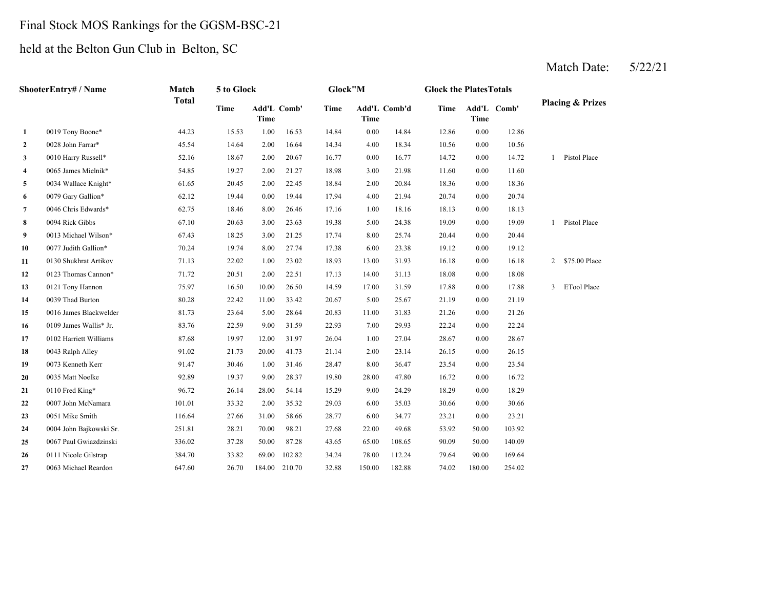Final Stock MOS Rankings for the GGSM-BSC-21

held at the Belton Gun Club in Belton, SC

Match Date: 5/22/21

| | Shooter Entry# / Name | Match Total | 5 to Glock | | | Glock"M | | | Glock the Plates Totals | | | Placing & Prizes |
|---|---|---|---|---|---|---|---|---|---|---|---|---|
| | | | Time | Add'L Time | Comb' | Time | Add'L Time | Comb'd | Time | Add'L Time | Comb' | |
| 1 | 0019 Tony Boone* | 44.23 | 15.53 | 1.00 | 16.53 | 14.84 | 0.00 | 14.84 | 12.86 | 0.00 | 12.86 | |
| 2 | 0028 John Farrar* | 45.54 | 14.64 | 2.00 | 16.64 | 14.34 | 4.00 | 18.34 | 10.56 | 0.00 | 10.56 | |
| 3 | 0010 Harry Russell* | 52.16 | 18.67 | 2.00 | 20.67 | 16.77 | 0.00 | 16.77 | 14.72 | 0.00 | 14.72 | 1 Pistol Place |
| 4 | 0065 James Mielnik* | 54.85 | 19.27 | 2.00 | 21.27 | 18.98 | 3.00 | 21.98 | 11.60 | 0.00 | 11.60 | |
| 5 | 0034 Wallace Knight* | 61.65 | 20.45 | 2.00 | 22.45 | 18.84 | 2.00 | 20.84 | 18.36 | 0.00 | 18.36 | |
| 6 | 0079 Gary Gallion* | 62.12 | 19.44 | 0.00 | 19.44 | 17.94 | 4.00 | 21.94 | 20.74 | 0.00 | 20.74 | |
| 7 | 0046 Chris Edwards* | 62.75 | 18.46 | 8.00 | 26.46 | 17.16 | 1.00 | 18.16 | 18.13 | 0.00 | 18.13 | |
| 8 | 0094 Rick Gibbs | 67.10 | 20.63 | 3.00 | 23.63 | 19.38 | 5.00 | 24.38 | 19.09 | 0.00 | 19.09 | 1 Pistol Place |
| 9 | 0013 Michael Wilson* | 67.43 | 18.25 | 3.00 | 21.25 | 17.74 | 8.00 | 25.74 | 20.44 | 0.00 | 20.44 | |
| 10 | 0077 Judith Gallion* | 70.24 | 19.74 | 8.00 | 27.74 | 17.38 | 6.00 | 23.38 | 19.12 | 0.00 | 19.12 | |
| 11 | 0130 Shukhrat Artikov | 71.13 | 22.02 | 1.00 | 23.02 | 18.93 | 13.00 | 31.93 | 16.18 | 0.00 | 16.18 | 2 $75.00 Place |
| 12 | 0123 Thomas Cannon* | 71.72 | 20.51 | 2.00 | 22.51 | 17.13 | 14.00 | 31.13 | 18.08 | 0.00 | 18.08 | |
| 13 | 0121 Tony Hannon | 75.97 | 16.50 | 10.00 | 26.50 | 14.59 | 17.00 | 31.59 | 17.88 | 0.00 | 17.88 | 3 ETool Place |
| 14 | 0039 Thad Burton | 80.28 | 22.42 | 11.00 | 33.42 | 20.67 | 5.00 | 25.67 | 21.19 | 0.00 | 21.19 | |
| 15 | 0016 James Blackwelder | 81.73 | 23.64 | 5.00 | 28.64 | 20.83 | 11.00 | 31.83 | 21.26 | 0.00 | 21.26 | |
| 16 | 0109 James Wallis* Jr. | 83.76 | 22.59 | 9.00 | 31.59 | 22.93 | 7.00 | 29.93 | 22.24 | 0.00 | 22.24 | |
| 17 | 0102 Harriett Williams | 87.68 | 19.97 | 12.00 | 31.97 | 26.04 | 1.00 | 27.04 | 28.67 | 0.00 | 28.67 | |
| 18 | 0043 Ralph Alley | 91.02 | 21.73 | 20.00 | 41.73 | 21.14 | 2.00 | 23.14 | 26.15 | 0.00 | 26.15 | |
| 19 | 0073 Kenneth Kerr | 91.47 | 30.46 | 1.00 | 31.46 | 28.47 | 8.00 | 36.47 | 23.54 | 0.00 | 23.54 | |
| 20 | 0035 Matt Noelke | 92.89 | 19.37 | 9.00 | 28.37 | 19.80 | 28.00 | 47.80 | 16.72 | 0.00 | 16.72 | |
| 21 | 0110 Fred King* | 96.72 | 26.14 | 28.00 | 54.14 | 15.29 | 9.00 | 24.29 | 18.29 | 0.00 | 18.29 | |
| 22 | 0007 John McNamara | 101.01 | 33.32 | 2.00 | 35.32 | 29.03 | 6.00 | 35.03 | 30.66 | 0.00 | 30.66 | |
| 23 | 0051 Mike Smith | 116.64 | 27.66 | 31.00 | 58.66 | 28.77 | 6.00 | 34.77 | 23.21 | 0.00 | 23.21 | |
| 24 | 0004 John Bajkowski Sr. | 251.81 | 28.21 | 70.00 | 98.21 | 27.68 | 22.00 | 49.68 | 53.92 | 50.00 | 103.92 | |
| 25 | 0067 Paul Gwiazdzinski | 336.02 | 37.28 | 50.00 | 87.28 | 43.65 | 65.00 | 108.65 | 90.09 | 50.00 | 140.09 | |
| 26 | 0111 Nicole Gilstrap | 384.70 | 33.82 | 69.00 | 102.82 | 34.24 | 78.00 | 112.24 | 79.64 | 90.00 | 169.64 | |
| 27 | 0063 Michael Reardon | 647.60 | 26.70 | 184.00 | 210.70 | 32.88 | 150.00 | 182.88 | 74.02 | 180.00 | 254.02 | |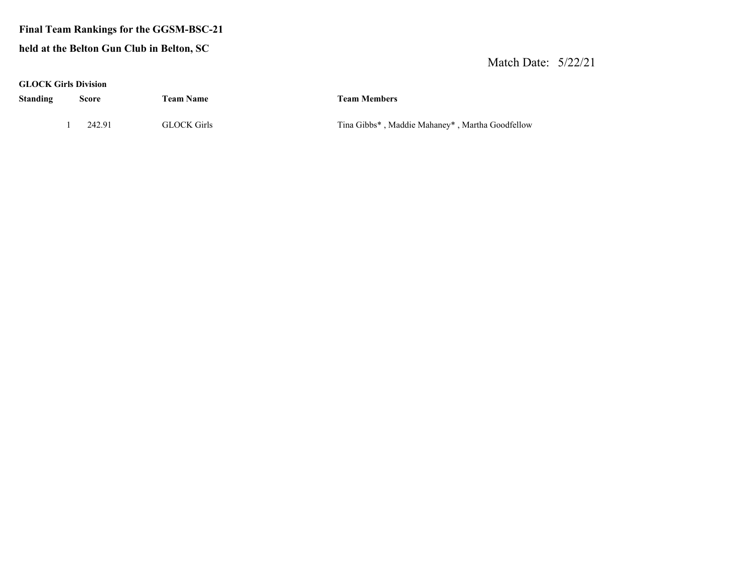**Final Team Rankings for the GGSM-BSC-21**

**held at the Belton Gun Club in Belton, SC**

Match Date: 5/22/21

**GLOCK Girls Division**

| Standing | Score | Team Name | Team Members |
|---|---|---|---|
| 1 | 242.91 | GLOCK Girls | Tina Gibbs* , Maddie Mahaney* , Martha Goodfellow |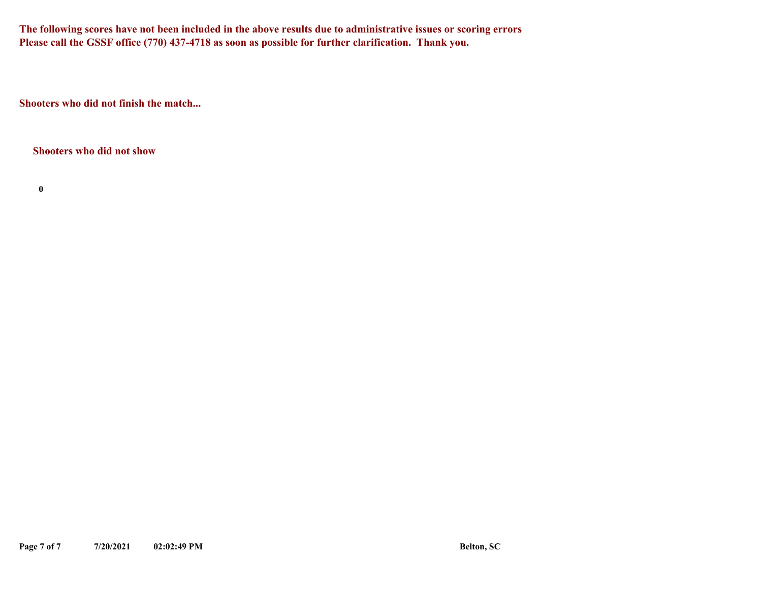**The following scores have not been included in the above results due to administrative issues or scoring errors**
**Please call the GSSF office (770) 437-4718 as soon as possible for further clarification. Thank you.**

**Shooters who did not finish the match...**

**Shooters who did not show**

**0**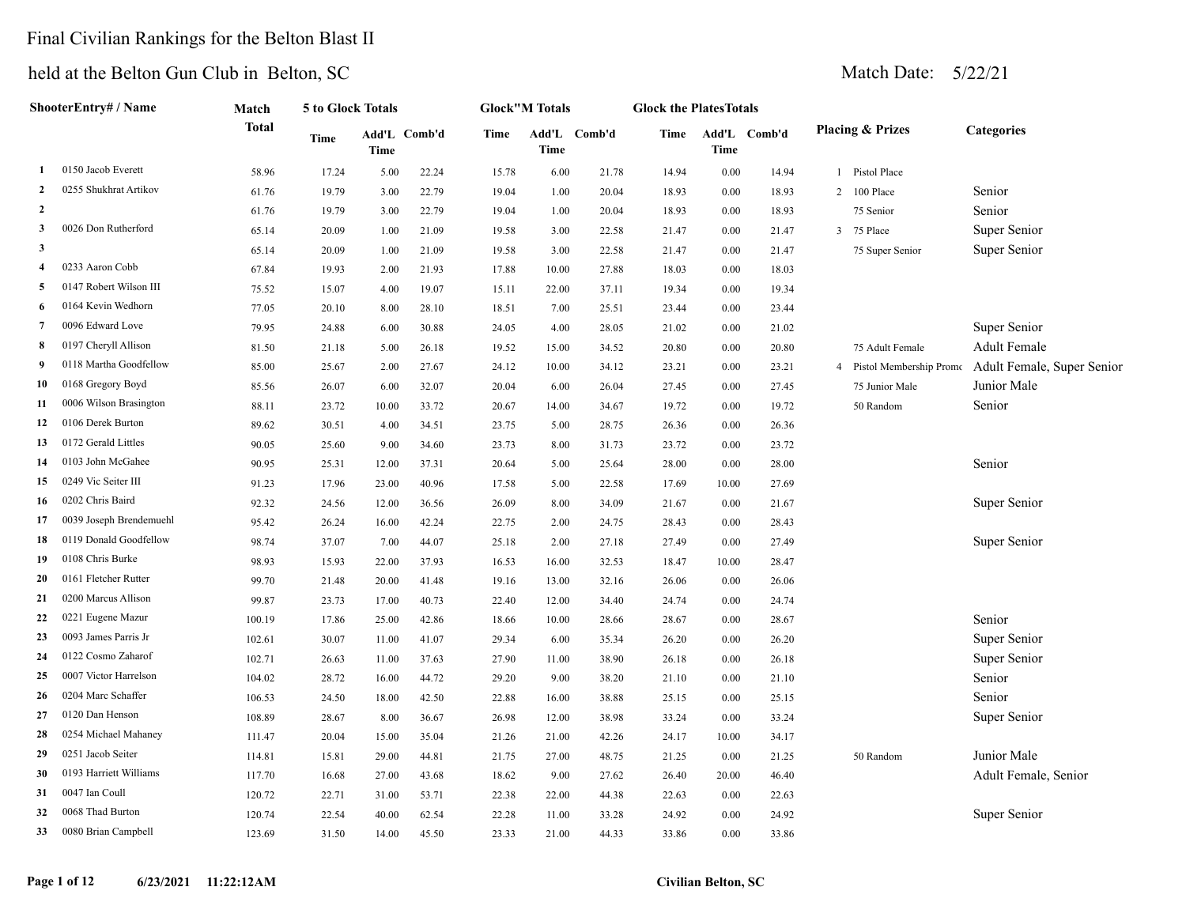# Final Civilian Rankings for the Belton Blast II

## held at the Belton Gun Club in Belton, SC

Match Date: 5/22/21

| | ShooterEntry# / Name | Match Total | 5 to Glock Totals | | | Glock"M Totals | | | Glock the PlatesTotals | | | Placing & Prizes | | Categories |
|---|---|---|---|---|---|---|---|---|---|---|---|---|---|---|
| | | | Time | Add'L Time | Comb'd | Time | Add'L Time | Comb'd | Time | Add'L Time | Comb'd | | | |
| 1 | 0150 Jacob Everett | 58.96 | 17.24 | 5.00 | 22.24 | 15.78 | 6.00 | 21.78 | 14.94 | 0.00 | 14.94 | 1 | Pistol Place | |
| 2 | 0255 Shukhrat Artikov | 61.76 | 19.79 | 3.00 | 22.79 | 19.04 | 1.00 | 20.04 | 18.93 | 0.00 | 18.93 | 2 | 100 Place | Senior |
| 2 | | 61.76 | 19.79 | 3.00 | 22.79 | 19.04 | 1.00 | 20.04 | 18.93 | 0.00 | 18.93 | | 75 Senior | Senior |
| 3 | 0026 Don Rutherford | 65.14 | 20.09 | 1.00 | 21.09 | 19.58 | 3.00 | 22.58 | 21.47 | 0.00 | 21.47 | 3 | 75 Place | Super Senior |
| 3 | | 65.14 | 20.09 | 1.00 | 21.09 | 19.58 | 3.00 | 22.58 | 21.47 | 0.00 | 21.47 | | 75 Super Senior | Super Senior |
| 4 | 0233 Aaron Cobb | 67.84 | 19.93 | 2.00 | 21.93 | 17.88 | 10.00 | 27.88 | 18.03 | 0.00 | 18.03 | | | |
| 5 | 0147 Robert Wilson III | 75.52 | 15.07 | 4.00 | 19.07 | 15.11 | 22.00 | 37.11 | 19.34 | 0.00 | 19.34 | | | |
| 6 | 0164 Kevin Wedhorn | 77.05 | 20.10 | 8.00 | 28.10 | 18.51 | 7.00 | 25.51 | 23.44 | 0.00 | 23.44 | | | |
| 7 | 0096 Edward Love | 79.95 | 24.88 | 6.00 | 30.88 | 24.05 | 4.00 | 28.05 | 21.02 | 0.00 | 21.02 | | | Super Senior |
| 8 | 0197 Cheryll Allison | 81.50 | 21.18 | 5.00 | 26.18 | 19.52 | 15.00 | 34.52 | 20.80 | 0.00 | 20.80 | | 75 Adult Female | Adult Female |
| 9 | 0118 Martha Goodfellow | 85.00 | 25.67 | 2.00 | 27.67 | 24.12 | 10.00 | 34.12 | 23.21 | 0.00 | 23.21 | 4 | Pistol Membership Promo | Adult Female, Super Senior |
| 10 | 0168 Gregory Boyd | 85.56 | 26.07 | 6.00 | 32.07 | 20.04 | 6.00 | 26.04 | 27.45 | 0.00 | 27.45 | | 75 Junior Male | Junior Male |
| 11 | 0006 Wilson Brasington | 88.11 | 23.72 | 10.00 | 33.72 | 20.67 | 14.00 | 34.67 | 19.72 | 0.00 | 19.72 | | 50 Random | Senior |
| 12 | 0106 Derek Burton | 89.62 | 30.51 | 4.00 | 34.51 | 23.75 | 5.00 | 28.75 | 26.36 | 0.00 | 26.36 | | | |
| 13 | 0172 Gerald Littles | 90.05 | 25.60 | 9.00 | 34.60 | 23.73 | 8.00 | 31.73 | 23.72 | 0.00 | 23.72 | | | |
| 14 | 0103 John McGahee | 90.95 | 25.31 | 12.00 | 37.31 | 20.64 | 5.00 | 25.64 | 28.00 | 0.00 | 28.00 | | | Senior |
| 15 | 0249 Vic Seiter III | 91.23 | 17.96 | 23.00 | 40.96 | 17.58 | 5.00 | 22.58 | 17.69 | 10.00 | 27.69 | | | |
| 16 | 0202 Chris Baird | 92.32 | 24.56 | 12.00 | 36.56 | 26.09 | 8.00 | 34.09 | 21.67 | 0.00 | 21.67 | | | Super Senior |
| 17 | 0039 Joseph Brendemuehl | 95.42 | 26.24 | 16.00 | 42.24 | 22.75 | 2.00 | 24.75 | 28.43 | 0.00 | 28.43 | | | |
| 18 | 0119 Donald Goodfellow | 98.74 | 37.07 | 7.00 | 44.07 | 25.18 | 2.00 | 27.18 | 27.49 | 0.00 | 27.49 | | | Super Senior |
| 19 | 0108 Chris Burke | 98.93 | 15.93 | 22.00 | 37.93 | 16.53 | 16.00 | 32.53 | 18.47 | 10.00 | 28.47 | | | |
| 20 | 0161 Fletcher Rutter | 99.70 | 21.48 | 20.00 | 41.48 | 19.16 | 13.00 | 32.16 | 26.06 | 0.00 | 26.06 | | | |
| 21 | 0200 Marcus Allison | 99.87 | 23.73 | 17.00 | 40.73 | 22.40 | 12.00 | 34.40 | 24.74 | 0.00 | 24.74 | | | |
| 22 | 0221 Eugene Mazur | 100.19 | 17.86 | 25.00 | 42.86 | 18.66 | 10.00 | 28.66 | 28.67 | 0.00 | 28.67 | | | Senior |
| 23 | 0093 James Parris Jr | 102.61 | 30.07 | 11.00 | 41.07 | 29.34 | 6.00 | 35.34 | 26.20 | 0.00 | 26.20 | | | Super Senior |
| 24 | 0122 Cosmo Zaharof | 102.71 | 26.63 | 11.00 | 37.63 | 27.90 | 11.00 | 38.90 | 26.18 | 0.00 | 26.18 | | | Super Senior |
| 25 | 0007 Victor Harrelson | 104.02 | 28.72 | 16.00 | 44.72 | 29.20 | 9.00 | 38.20 | 21.10 | 0.00 | 21.10 | | | Senior |
| 26 | 0204 Marc Schaffer | 106.53 | 24.50 | 18.00 | 42.50 | 22.88 | 16.00 | 38.88 | 25.15 | 0.00 | 25.15 | | | Senior |
| 27 | 0120 Dan Henson | 108.89 | 28.67 | 8.00 | 36.67 | 26.98 | 12.00 | 38.98 | 33.24 | 0.00 | 33.24 | | | Super Senior |
| 28 | 0254 Michael Mahaney | 111.47 | 20.04 | 15.00 | 35.04 | 21.26 | 21.00 | 42.26 | 24.17 | 10.00 | 34.17 | | | |
| 29 | 0251 Jacob Seiter | 114.81 | 15.81 | 29.00 | 44.81 | 21.75 | 27.00 | 48.75 | 21.25 | 0.00 | 21.25 | | 50 Random | Junior Male |
| 30 | 0193 Harriett Williams | 117.70 | 16.68 | 27.00 | 43.68 | 18.62 | 9.00 | 27.62 | 26.40 | 20.00 | 46.40 | | | Adult Female, Senior |
| 31 | 0047 Ian Coull | 120.72 | 22.71 | 31.00 | 53.71 | 22.38 | 22.00 | 44.38 | 22.63 | 0.00 | 22.63 | | | |
| 32 | 0068 Thad Burton | 120.74 | 22.54 | 40.00 | 62.54 | 22.28 | 11.00 | 33.28 | 24.92 | 0.00 | 24.92 | | | Super Senior |
| 33 | 0080 Brian Campbell | 123.69 | 31.50 | 14.00 | 45.50 | 23.33 | 21.00 | 44.33 | 33.86 | 0.00 | 33.86 | | | |

6/23/2021 11:22:12AM

Civilian Belton, SC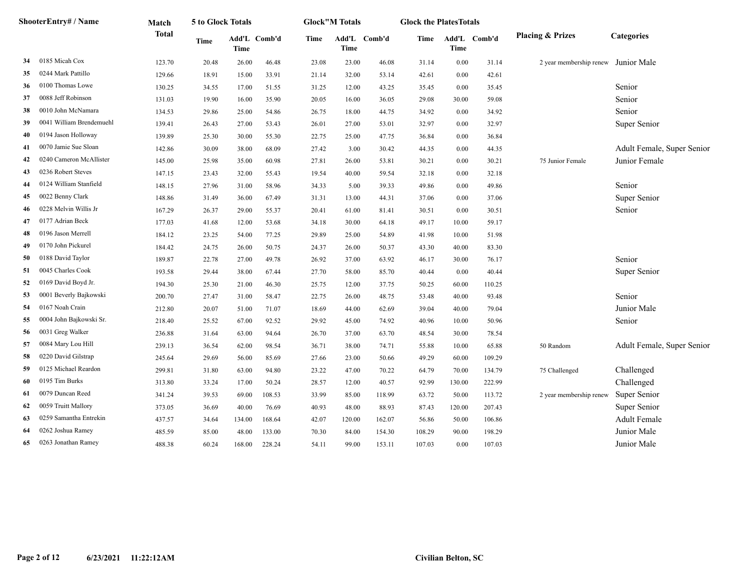| | ShooterEntry# / Name | Match Total | 5 to Glock Totals | | | Glock"M Totals | | | Glock the PlatesTotals | | | Placing & Prizes | Categories |
|---|---|---|---|---|---|---|---|---|---|---|---|---|---|
| | | | Time | Add'L Time | Comb'd | Time | Add'L Time | Comb'd | Time | Add'L Time | Comb'd | | |
| 34 | 0185 Micah Cox | 123.70 | 20.48 | 26.00 | 46.48 | 23.08 | 23.00 | 46.08 | 31.14 | 0.00 | 31.14 | 2 year membership renew | Junior Male |
| 35 | 0244 Mark Pattillo | 129.66 | 18.91 | 15.00 | 33.91 | 21.14 | 32.00 | 53.14 | 42.61 | 0.00 | 42.61 | | |
| 36 | 0100 Thomas Lowe | 130.25 | 34.55 | 17.00 | 51.55 | 31.25 | 12.00 | 43.25 | 35.45 | 0.00 | 35.45 | | Senior |
| 37 | 0088 Jeff Robinson | 131.03 | 19.90 | 16.00 | 35.90 | 20.05 | 16.00 | 36.05 | 29.08 | 30.00 | 59.08 | | Senior |
| 38 | 0010 John McNamara | 134.53 | 29.86 | 25.00 | 54.86 | 26.75 | 18.00 | 44.75 | 34.92 | 0.00 | 34.92 | | Senior |
| 39 | 0041 William Brendemuehl | 139.41 | 26.43 | 27.00 | 53.43 | 26.01 | 27.00 | 53.01 | 32.97 | 0.00 | 32.97 | | Super Senior |
| 40 | 0194 Jason Holloway | 139.89 | 25.30 | 30.00 | 55.30 | 22.75 | 25.00 | 47.75 | 36.84 | 0.00 | 36.84 | | |
| 41 | 0070 Jamie Sue Sloan | 142.86 | 30.09 | 38.00 | 68.09 | 27.42 | 3.00 | 30.42 | 44.35 | 0.00 | 44.35 | | Adult Female, Super Senior |
| 42 | 0240 Cameron McAllister | 145.00 | 25.98 | 35.00 | 60.98 | 27.81 | 26.00 | 53.81 | 30.21 | 0.00 | 30.21 | 75 Junior Female | Junior Female |
| 43 | 0236 Robert Steves | 147.15 | 23.43 | 32.00 | 55.43 | 19.54 | 40.00 | 59.54 | 32.18 | 0.00 | 32.18 | | |
| 44 | 0124 William Stanfield | 148.15 | 27.96 | 31.00 | 58.96 | 34.33 | 5.00 | 39.33 | 49.86 | 0.00 | 49.86 | | Senior |
| 45 | 0022 Benny Clark | 148.86 | 31.49 | 36.00 | 67.49 | 31.31 | 13.00 | 44.31 | 37.06 | 0.00 | 37.06 | | Super Senior |
| 46 | 0228 Melvin Willis Jr | 167.29 | 26.37 | 29.00 | 55.37 | 20.41 | 61.00 | 81.41 | 30.51 | 0.00 | 30.51 | | Senior |
| 47 | 0177 Adrian Beck | 177.03 | 41.68 | 12.00 | 53.68 | 34.18 | 30.00 | 64.18 | 49.17 | 10.00 | 59.17 | | |
| 48 | 0196 Jason Merrell | 184.12 | 23.25 | 54.00 | 77.25 | 29.89 | 25.00 | 54.89 | 41.98 | 10.00 | 51.98 | | |
| 49 | 0170 John Pickurel | 184.42 | 24.75 | 26.00 | 50.75 | 24.37 | 26.00 | 50.37 | 43.30 | 40.00 | 83.30 | | |
| 50 | 0188 David Taylor | 189.87 | 22.78 | 27.00 | 49.78 | 26.92 | 37.00 | 63.92 | 46.17 | 30.00 | 76.17 | | Senior |
| 51 | 0045 Charles Cook | 193.58 | 29.44 | 38.00 | 67.44 | 27.70 | 58.00 | 85.70 | 40.44 | 0.00 | 40.44 | | Super Senior |
| 52 | 0169 David Boyd Jr. | 194.30 | 25.30 | 21.00 | 46.30 | 25.75 | 12.00 | 37.75 | 50.25 | 60.00 | 110.25 | | |
| 53 | 0001 Beverly Bajkowski | 200.70 | 27.47 | 31.00 | 58.47 | 22.75 | 26.00 | 48.75 | 53.48 | 40.00 | 93.48 | | Senior |
| 54 | 0167 Noah Crain | 212.80 | 20.07 | 51.00 | 71.07 | 18.69 | 44.00 | 62.69 | 39.04 | 40.00 | 79.04 | | Junior Male |
| 55 | 0004 John Bajkowski Sr. | 218.40 | 25.52 | 67.00 | 92.52 | 29.92 | 45.00 | 74.92 | 40.96 | 10.00 | 50.96 | | Senior |
| 56 | 0031 Greg Walker | 236.88 | 31.64 | 63.00 | 94.64 | 26.70 | 37.00 | 63.70 | 48.54 | 30.00 | 78.54 | | |
| 57 | 0084 Mary Lou Hill | 239.13 | 36.54 | 62.00 | 98.54 | 36.71 | 38.00 | 74.71 | 55.88 | 10.00 | 65.88 | 50 Random | Adult Female, Super Senior |
| 58 | 0220 David Gilstrap | 245.64 | 29.69 | 56.00 | 85.69 | 27.66 | 23.00 | 50.66 | 49.29 | 60.00 | 109.29 | | |
| 59 | 0125 Michael Reardon | 299.81 | 31.80 | 63.00 | 94.80 | 23.22 | 47.00 | 70.22 | 64.79 | 70.00 | 134.79 | 75 Challenged | Challenged |
| 60 | 0195 Tim Burks | 313.80 | 33.24 | 17.00 | 50.24 | 28.57 | 12.00 | 40.57 | 92.99 | 130.00 | 222.99 | | Challenged |
| 61 | 0079 Duncan Reed | 341.24 | 39.53 | 69.00 | 108.53 | 33.99 | 85.00 | 118.99 | 63.72 | 50.00 | 113.72 | 2 year membership renew | Super Senior |
| 62 | 0059 Truitt Mallory | 373.05 | 36.69 | 40.00 | 76.69 | 40.93 | 48.00 | 88.93 | 87.43 | 120.00 | 207.43 | | Super Senior |
| 63 | 0259 Samantha Entrekin | 437.57 | 34.64 | 134.00 | 168.64 | 42.07 | 120.00 | 162.07 | 56.86 | 50.00 | 106.86 | | Adult Female |
| 64 | 0262 Joshua Ramey | 485.59 | 85.00 | 48.00 | 133.00 | 70.30 | 84.00 | 154.30 | 108.29 | 90.00 | 198.29 | | Junior Male |
| 65 | 0263 Jonathan Ramey | 488.38 | 60.24 | 168.00 | 228.24 | 54.11 | 99.00 | 153.11 | 107.03 | 0.00 | 107.03 | | Junior Male |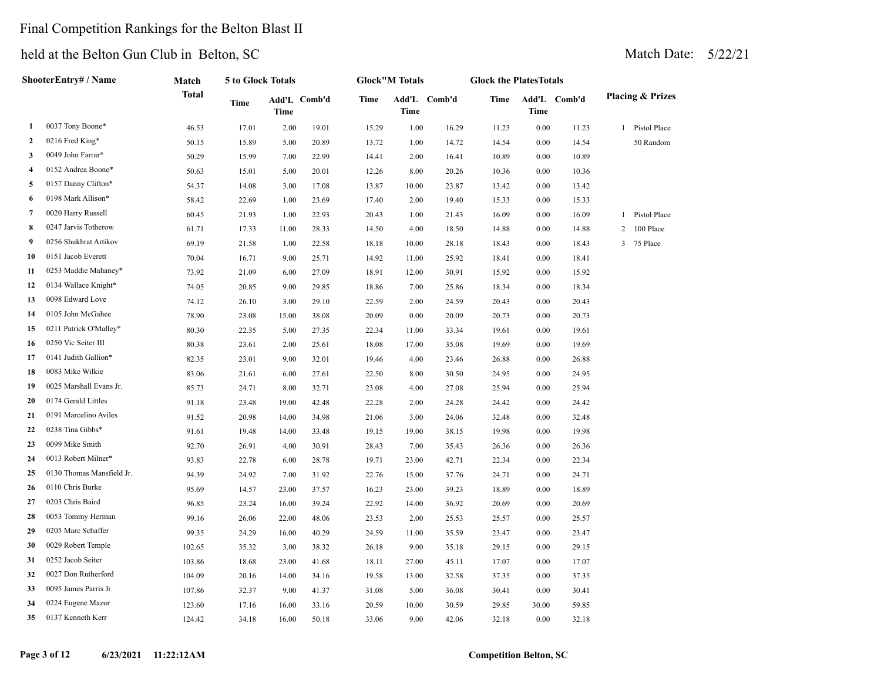# Final Competition Rankings for the Belton Blast II

## held at the Belton Gun Club in Belton, SC

Match Date: 5/22/21

| | ShooterEntry# / Name | Match Total | 5 to Glock Totals | | | Glock"M Totals | | | Glock the PlatesTotals | | | Placing & Prizes |
|---|---|---|---|---|---|---|---|---|---|---|---|---|
| | | | Time | Add'L Time | Comb'd | Time | Add'L Time | Comb'd | Time | Add'L Time | Comb'd | |
| 1 | 0037 Tony Boone* | 46.53 | 17.01 | 2.00 | 19.01 | 15.29 | 1.00 | 16.29 | 11.23 | 0.00 | 11.23 | 1 Pistol Place |
| 2 | 0216 Fred King* | 50.15 | 15.89 | 5.00 | 20.89 | 13.72 | 1.00 | 14.72 | 14.54 | 0.00 | 14.54 | 50 Random |
| 3 | 0049 John Farrar* | 50.29 | 15.99 | 7.00 | 22.99 | 14.41 | 2.00 | 16.41 | 10.89 | 0.00 | 10.89 | |
| 4 | 0152 Andrea Boone* | 50.63 | 15.01 | 5.00 | 20.01 | 12.26 | 8.00 | 20.26 | 10.36 | 0.00 | 10.36 | |
| 5 | 0157 Danny Clifton* | 54.37 | 14.08 | 3.00 | 17.08 | 13.87 | 10.00 | 23.87 | 13.42 | 0.00 | 13.42 | |
| 6 | 0198 Mark Allison* | 58.42 | 22.69 | 1.00 | 23.69 | 17.40 | 2.00 | 19.40 | 15.33 | 0.00 | 15.33 | |
| 7 | 0020 Harry Russell | 60.45 | 21.93 | 1.00 | 22.93 | 20.43 | 1.00 | 21.43 | 16.09 | 0.00 | 16.09 | 1 Pistol Place |
| 8 | 0247 Jarvis Totherow | 61.71 | 17.33 | 11.00 | 28.33 | 14.50 | 4.00 | 18.50 | 14.88 | 0.00 | 14.88 | 2 100 Place |
| 9 | 0256 Shukhrat Artikov | 69.19 | 21.58 | 1.00 | 22.58 | 18.18 | 10.00 | 28.18 | 18.43 | 0.00 | 18.43 | 3 75 Place |
| 10 | 0151 Jacob Everett | 70.04 | 16.71 | 9.00 | 25.71 | 14.92 | 11.00 | 25.92 | 18.41 | 0.00 | 18.41 | |
| 11 | 0253 Maddie Mahaney* | 73.92 | 21.09 | 6.00 | 27.09 | 18.91 | 12.00 | 30.91 | 15.92 | 0.00 | 15.92 | |
| 12 | 0134 Wallace Knight* | 74.05 | 20.85 | 9.00 | 29.85 | 18.86 | 7.00 | 25.86 | 18.34 | 0.00 | 18.34 | |
| 13 | 0098 Edward Love | 74.12 | 26.10 | 3.00 | 29.10 | 22.59 | 2.00 | 24.59 | 20.43 | 0.00 | 20.43 | |
| 14 | 0105 John McGahee | 78.90 | 23.08 | 15.00 | 38.08 | 20.09 | 0.00 | 20.09 | 20.73 | 0.00 | 20.73 | |
| 15 | 0211 Patrick O'Malley* | 80.30 | 22.35 | 5.00 | 27.35 | 22.34 | 11.00 | 33.34 | 19.61 | 0.00 | 19.61 | |
| 16 | 0250 Vic Seiter III | 80.38 | 23.61 | 2.00 | 25.61 | 18.08 | 17.00 | 35.08 | 19.69 | 0.00 | 19.69 | |
| 17 | 0141 Judith Gallion* | 82.35 | 23.01 | 9.00 | 32.01 | 19.46 | 4.00 | 23.46 | 26.88 | 0.00 | 26.88 | |
| 18 | 0083 Mike Wilkie | 83.06 | 21.61 | 6.00 | 27.61 | 22.50 | 8.00 | 30.50 | 24.95 | 0.00 | 24.95 | |
| 19 | 0025 Marshall Evans Jr. | 85.73 | 24.71 | 8.00 | 32.71 | 23.08 | 4.00 | 27.08 | 25.94 | 0.00 | 25.94 | |
| 20 | 0174 Gerald Littles | 91.18 | 23.48 | 19.00 | 42.48 | 22.28 | 2.00 | 24.28 | 24.42 | 0.00 | 24.42 | |
| 21 | 0191 Marcelino Aviles | 91.52 | 20.98 | 14.00 | 34.98 | 21.06 | 3.00 | 24.06 | 32.48 | 0.00 | 32.48 | |
| 22 | 0238 Tina Gibbs* | 91.61 | 19.48 | 14.00 | 33.48 | 19.15 | 19.00 | 38.15 | 19.98 | 0.00 | 19.98 | |
| 23 | 0099 Mike Smith | 92.70 | 26.91 | 4.00 | 30.91 | 28.43 | 7.00 | 35.43 | 26.36 | 0.00 | 26.36 | |
| 24 | 0013 Robert Milner* | 93.83 | 22.78 | 6.00 | 28.78 | 19.71 | 23.00 | 42.71 | 22.34 | 0.00 | 22.34 | |
| 25 | 0130 Thomas Mansfield Jr. | 94.39 | 24.92 | 7.00 | 31.92 | 22.76 | 15.00 | 37.76 | 24.71 | 0.00 | 24.71 | |
| 26 | 0110 Chris Burke | 95.69 | 14.57 | 23.00 | 37.57 | 16.23 | 23.00 | 39.23 | 18.89 | 0.00 | 18.89 | |
| 27 | 0203 Chris Baird | 96.85 | 23.24 | 16.00 | 39.24 | 22.92 | 14.00 | 36.92 | 20.69 | 0.00 | 20.69 | |
| 28 | 0053 Tommy Herman | 99.16 | 26.06 | 22.00 | 48.06 | 23.53 | 2.00 | 25.53 | 25.57 | 0.00 | 25.57 | |
| 29 | 0205 Marc Schaffer | 99.35 | 24.29 | 16.00 | 40.29 | 24.59 | 11.00 | 35.59 | 23.47 | 0.00 | 23.47 | |
| 30 | 0029 Robert Temple | 102.65 | 35.32 | 3.00 | 38.32 | 26.18 | 9.00 | 35.18 | 29.15 | 0.00 | 29.15 | |
| 31 | 0252 Jacob Seiter | 103.86 | 18.68 | 23.00 | 41.68 | 18.11 | 27.00 | 45.11 | 17.07 | 0.00 | 17.07 | |
| 32 | 0027 Don Rutherford | 104.09 | 20.16 | 14.00 | 34.16 | 19.58 | 13.00 | 32.58 | 37.35 | 0.00 | 37.35 | |
| 33 | 0095 James Parris Jr | 107.86 | 32.37 | 9.00 | 41.37 | 31.08 | 5.00 | 36.08 | 30.41 | 0.00 | 30.41 | |
| 34 | 0224 Eugene Mazur | 123.60 | 17.16 | 16.00 | 33.16 | 20.59 | 10.00 | 30.59 | 29.85 | 30.00 | 59.85 | |
| 35 | 0137 Kenneth Kerr | 124.42 | 34.18 | 16.00 | 50.18 | 33.06 | 9.00 | 42.06 | 32.18 | 0.00 | 32.18 | |

6/23/2021 11:22:12AM Competition Belton, SC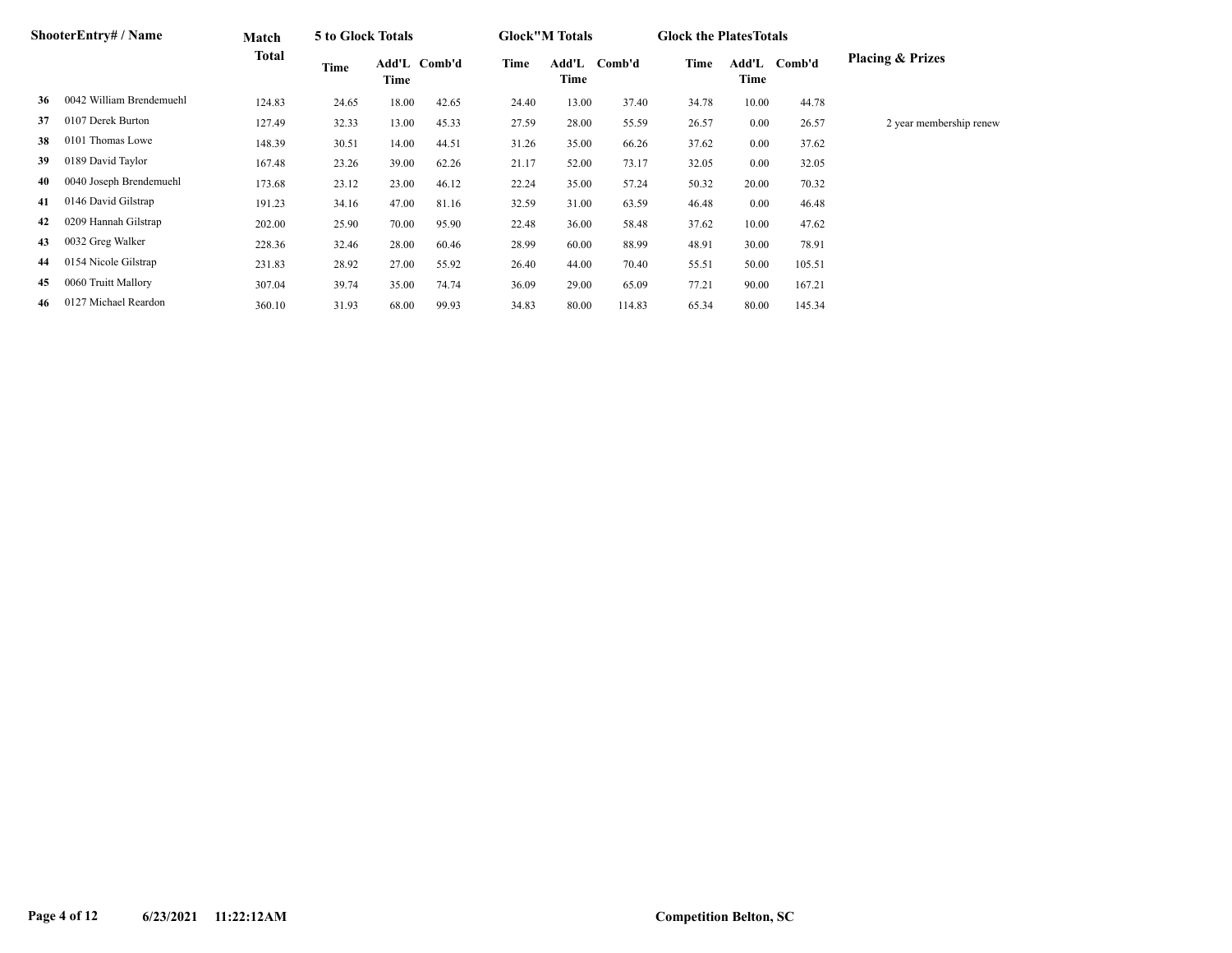| | ShooterEntry# / Name | Match Total | 5 to Glock Totals | | | Glock"M Totals | | | Glock the PlatesTotals | | | Placing & Prizes |
|---|---|---|---|---|---|---|---|---|---|---|---|---|
| | | | Time | Add'L Time | Comb'd | Time | Add'L Time | Comb'd | Time | Add'L Time | Comb'd | |
| **36** | 0042 William Brendemuehl | 124.83 | 24.65 | 18.00 | 42.65 | 24.40 | 13.00 | 37.40 | 34.78 | 10.00 | 44.78 | |
| **37** | 0107 Derek Burton | 127.49 | 32.33 | 13.00 | 45.33 | 27.59 | 28.00 | 55.59 | 26.57 | 0.00 | 26.57 | 2 year membership renew |
| **38** | 0101 Thomas Lowe | 148.39 | 30.51 | 14.00 | 44.51 | 31.26 | 35.00 | 66.26 | 37.62 | 0.00 | 37.62 | |
| **39** | 0189 David Taylor | 167.48 | 23.26 | 39.00 | 62.26 | 21.17 | 52.00 | 73.17 | 32.05 | 0.00 | 32.05 | |
| **40** | 0040 Joseph Brendemuehl | 173.68 | 23.12 | 23.00 | 46.12 | 22.24 | 35.00 | 57.24 | 50.32 | 20.00 | 70.32 | |
| **41** | 0146 David Gilstrap | 191.23 | 34.16 | 47.00 | 81.16 | 32.59 | 31.00 | 63.59 | 46.48 | 0.00 | 46.48 | |
| **42** | 0209 Hannah Gilstrap | 202.00 | 25.90 | 70.00 | 95.90 | 22.48 | 36.00 | 58.48 | 37.62 | 10.00 | 47.62 | |
| **43** | 0032 Greg Walker | 228.36 | 32.46 | 28.00 | 60.46 | 28.99 | 60.00 | 88.99 | 48.91 | 30.00 | 78.91 | |
| **44** | 0154 Nicole Gilstrap | 231.83 | 28.92 | 27.00 | 55.92 | 26.40 | 44.00 | 70.40 | 55.51 | 50.00 | 105.51 | |
| **45** | 0060 Truitt Mallory | 307.04 | 39.74 | 35.00 | 74.74 | 36.09 | 29.00 | 65.09 | 77.21 | 90.00 | 167.21 | |
| **46** | 0127 Michael Reardon | 360.10 | 31.93 | 68.00 | 99.93 | 34.83 | 80.00 | 114.83 | 65.34 | 80.00 | 145.34 | |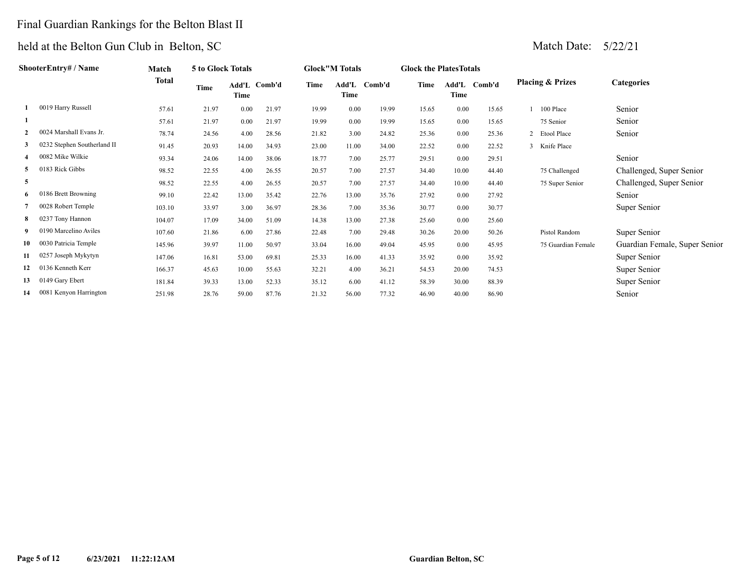Final Guardian Rankings for the Belton Blast II

held at the Belton Gun Club in Belton, SC

Match Date: 5/22/21

| | ShooterEntry# / Name | Match Total | 5 to Glock Totals | | | Glock"M Totals | | | Glock the PlatesTotals | | | Placing & Prizes | | Categories |
|---|---|---|---|---|---|---|---|---|---|---|---|---|---|---|
| | | | Time | Add'L Time | Comb'd | Time | Add'L Time | Comb'd | Time | Add'L Time | Comb'd | | | |
| 1 | 0019 Harry Russell | 57.61 | 21.97 | 0.00 | 21.97 | 19.99 | 0.00 | 19.99 | 15.65 | 0.00 | 15.65 | 1 | 100 Place | Senior |
| 1 | | 57.61 | 21.97 | 0.00 | 21.97 | 19.99 | 0.00 | 19.99 | 15.65 | 0.00 | 15.65 | | 75 Senior | Senior |
| 2 | 0024 Marshall Evans Jr. | 78.74 | 24.56 | 4.00 | 28.56 | 21.82 | 3.00 | 24.82 | 25.36 | 0.00 | 25.36 | 2 | Etool Place | Senior |
| 3 | 0232 Stephen Southerland II | 91.45 | 20.93 | 14.00 | 34.93 | 23.00 | 11.00 | 34.00 | 22.52 | 0.00 | 22.52 | 3 | Knife Place | |
| 4 | 0082 Mike Wilkie | 93.34 | 24.06 | 14.00 | 38.06 | 18.77 | 7.00 | 25.77 | 29.51 | 0.00 | 29.51 | | | Senior |
| 5 | 0183 Rick Gibbs | 98.52 | 22.55 | 4.00 | 26.55 | 20.57 | 7.00 | 27.57 | 34.40 | 10.00 | 44.40 | | 75 Challenged | Challenged, Super Senior |
| 5 | | 98.52 | 22.55 | 4.00 | 26.55 | 20.57 | 7.00 | 27.57 | 34.40 | 10.00 | 44.40 | | 75 Super Senior | Challenged, Super Senior |
| 6 | 0186 Brett Browning | 99.10 | 22.42 | 13.00 | 35.42 | 22.76 | 13.00 | 35.76 | 27.92 | 0.00 | 27.92 | | | Senior |
| 7 | 0028 Robert Temple | 103.10 | 33.97 | 3.00 | 36.97 | 28.36 | 7.00 | 35.36 | 30.77 | 0.00 | 30.77 | | | Super Senior |
| 8 | 0237 Tony Hannon | 104.07 | 17.09 | 34.00 | 51.09 | 14.38 | 13.00 | 27.38 | 25.60 | 0.00 | 25.60 | | | |
| 9 | 0190 Marcelino Aviles | 107.60 | 21.86 | 6.00 | 27.86 | 22.48 | 7.00 | 29.48 | 30.26 | 20.00 | 50.26 | | Pistol Random | Super Senior |
| 10 | 0030 Patricia Temple | 145.96 | 39.97 | 11.00 | 50.97 | 33.04 | 16.00 | 49.04 | 45.95 | 0.00 | 45.95 | | 75 Guardian Female | Guardian Female, Super Senior |
| 11 | 0257 Joseph Mykytyn | 147.06 | 16.81 | 53.00 | 69.81 | 25.33 | 16.00 | 41.33 | 35.92 | 0.00 | 35.92 | | | Super Senior |
| 12 | 0136 Kenneth Kerr | 166.37 | 45.63 | 10.00 | 55.63 | 32.21 | 4.00 | 36.21 | 54.53 | 20.00 | 74.53 | | | Super Senior |
| 13 | 0149 Gary Ebert | 181.84 | 39.33 | 13.00 | 52.33 | 35.12 | 6.00 | 41.12 | 58.39 | 30.00 | 88.39 | | | Super Senior |
| 14 | 0081 Kenyon Harrington | 251.98 | 28.76 | 59.00 | 87.76 | 21.32 | 56.00 | 77.32 | 46.90 | 40.00 | 86.90 | | | Senior |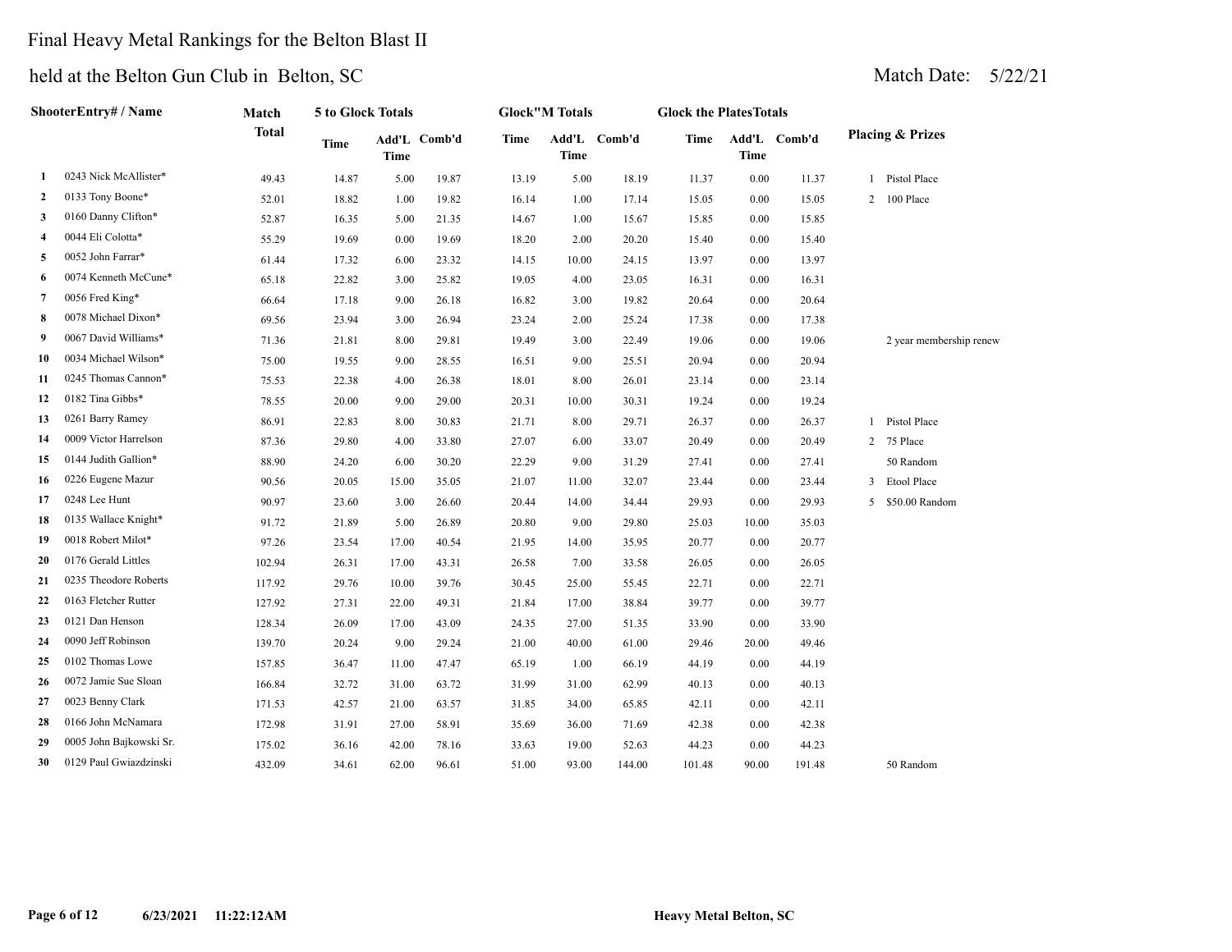# Final Heavy Metal Rankings for the Belton Blast II

## held at the Belton Gun Club in Belton, SC

Match Date: 5/22/21

| | ShooterEntry# / Name | Match Total | 5 to Glock Totals | | | Glock"M Totals | | | Glock the PlatesTotals | | | Placing & Prizes | |
|---|---|---|---|---|---|---|---|---|---|---|---|---|---|
| | | | Time | Add'L Time | Comb'd | Time | Add'L Time | Comb'd | Time | Add'L Time | Comb'd | | |
| 1 | 0243 Nick McAllister* | 49.43 | 14.87 | 5.00 | 19.87 | 13.19 | 5.00 | 18.19 | 11.37 | 0.00 | 11.37 | 1 | Pistol Place |
| 2 | 0133 Tony Boone* | 52.01 | 18.82 | 1.00 | 19.82 | 16.14 | 1.00 | 17.14 | 15.05 | 0.00 | 15.05 | 2 | 100 Place |
| 3 | 0160 Danny Clifton* | 52.87 | 16.35 | 5.00 | 21.35 | 14.67 | 1.00 | 15.67 | 15.85 | 0.00 | 15.85 | | |
| 4 | 0044 Eli Colotta* | 55.29 | 19.69 | 0.00 | 19.69 | 18.20 | 2.00 | 20.20 | 15.40 | 0.00 | 15.40 | | |
| 5 | 0052 John Farrar* | 61.44 | 17.32 | 6.00 | 23.32 | 14.15 | 10.00 | 24.15 | 13.97 | 0.00 | 13.97 | | |
| 6 | 0074 Kenneth McCune* | 65.18 | 22.82 | 3.00 | 25.82 | 19.05 | 4.00 | 23.05 | 16.31 | 0.00 | 16.31 | | |
| 7 | 0056 Fred King* | 66.64 | 17.18 | 9.00 | 26.18 | 16.82 | 3.00 | 19.82 | 20.64 | 0.00 | 20.64 | | |
| 8 | 0078 Michael Dixon* | 69.56 | 23.94 | 3.00 | 26.94 | 23.24 | 2.00 | 25.24 | 17.38 | 0.00 | 17.38 | | |
| 9 | 0067 David Williams* | 71.36 | 21.81 | 8.00 | 29.81 | 19.49 | 3.00 | 22.49 | 19.06 | 0.00 | 19.06 | | 2 year membership renew |
| 10 | 0034 Michael Wilson* | 75.00 | 19.55 | 9.00 | 28.55 | 16.51 | 9.00 | 25.51 | 20.94 | 0.00 | 20.94 | | |
| 11 | 0245 Thomas Cannon* | 75.53 | 22.38 | 4.00 | 26.38 | 18.01 | 8.00 | 26.01 | 23.14 | 0.00 | 23.14 | | |
| 12 | 0182 Tina Gibbs* | 78.55 | 20.00 | 9.00 | 29.00 | 20.31 | 10.00 | 30.31 | 19.24 | 0.00 | 19.24 | | |
| 13 | 0261 Barry Ramey | 86.91 | 22.83 | 8.00 | 30.83 | 21.71 | 8.00 | 29.71 | 26.37 | 0.00 | 26.37 | 1 | Pistol Place |
| 14 | 0009 Victor Harrelson | 87.36 | 29.80 | 4.00 | 33.80 | 27.07 | 6.00 | 33.07 | 20.49 | 0.00 | 20.49 | 2 | 75 Place |
| 15 | 0144 Judith Gallion* | 88.90 | 24.20 | 6.00 | 30.20 | 22.29 | 9.00 | 31.29 | 27.41 | 0.00 | 27.41 | | 50 Random |
| 16 | 0226 Eugene Mazur | 90.56 | 20.05 | 15.00 | 35.05 | 21.07 | 11.00 | 32.07 | 23.44 | 0.00 | 23.44 | 3 | Etool Place |
| 17 | 0248 Lee Hunt | 90.97 | 23.60 | 3.00 | 26.60 | 20.44 | 14.00 | 34.44 | 29.93 | 0.00 | 29.93 | 5 | $50.00 Random |
| 18 | 0135 Wallace Knight* | 91.72 | 21.89 | 5.00 | 26.89 | 20.80 | 9.00 | 29.80 | 25.03 | 10.00 | 35.03 | | |
| 19 | 0018 Robert Milot* | 97.26 | 23.54 | 17.00 | 40.54 | 21.95 | 14.00 | 35.95 | 20.77 | 0.00 | 20.77 | | |
| 20 | 0176 Gerald Littles | 102.94 | 26.31 | 17.00 | 43.31 | 26.58 | 7.00 | 33.58 | 26.05 | 0.00 | 26.05 | | |
| 21 | 0235 Theodore Roberts | 117.92 | 29.76 | 10.00 | 39.76 | 30.45 | 25.00 | 55.45 | 22.71 | 0.00 | 22.71 | | |
| 22 | 0163 Fletcher Rutter | 127.92 | 27.31 | 22.00 | 49.31 | 21.84 | 17.00 | 38.84 | 39.77 | 0.00 | 39.77 | | |
| 23 | 0121 Dan Henson | 128.34 | 26.09 | 17.00 | 43.09 | 24.35 | 27.00 | 51.35 | 33.90 | 0.00 | 33.90 | | |
| 24 | 0090 Jeff Robinson | 139.70 | 20.24 | 9.00 | 29.24 | 21.00 | 40.00 | 61.00 | 29.46 | 20.00 | 49.46 | | |
| 25 | 0102 Thomas Lowe | 157.85 | 36.47 | 11.00 | 47.47 | 65.19 | 1.00 | 66.19 | 44.19 | 0.00 | 44.19 | | |
| 26 | 0072 Jamie Sue Sloan | 166.84 | 32.72 | 31.00 | 63.72 | 31.99 | 31.00 | 62.99 | 40.13 | 0.00 | 40.13 | | |
| 27 | 0023 Benny Clark | 171.53 | 42.57 | 21.00 | 63.57 | 31.85 | 34.00 | 65.85 | 42.11 | 0.00 | 42.11 | | |
| 28 | 0166 John McNamara | 172.98 | 31.91 | 27.00 | 58.91 | 35.69 | 36.00 | 71.69 | 42.38 | 0.00 | 42.38 | | |
| 29 | 0005 John Bajkowski Sr. | 175.02 | 36.16 | 42.00 | 78.16 | 33.63 | 19.00 | 52.63 | 44.23 | 0.00 | 44.23 | | |
| 30 | 0129 Paul Gwiazdzinski | 432.09 | 34.61 | 62.00 | 96.61 | 51.00 | 93.00 | 144.00 | 101.48 | 90.00 | 191.48 | | 50 Random |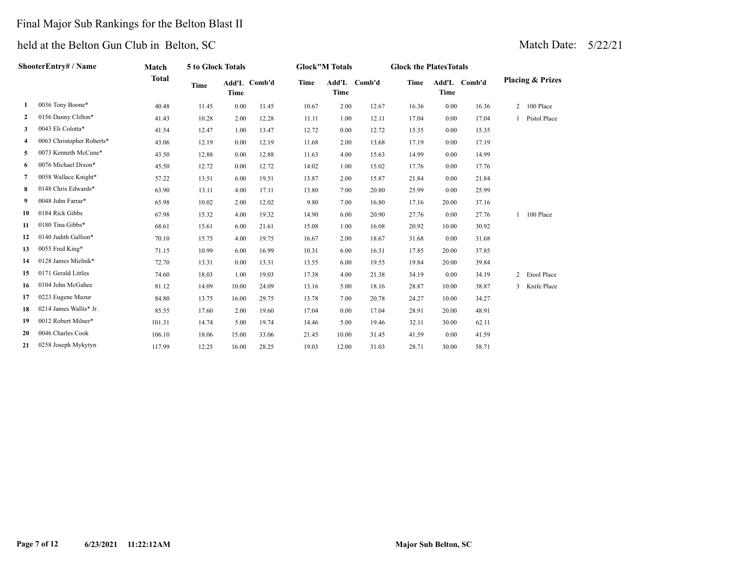# Final Major Sub Rankings for the Belton Blast II

## held at the Belton Gun Club in Belton, SC

Match Date: 5/22/21

| | ShooterEntry# / Name | Match Total | 5 to Glock Totals | | | Glock"M Totals | | | Glock the PlatesTotals | | | Placing & Prizes |
|---|---|---|---|---|---|---|---|---|---|---|---|---|
| | | | Time | Add'L Time | Comb'd | Time | Add'L Time | Comb'd | Time | Add'L Time | Comb'd | |
| 1 | 0036 Tony Boone* | 40.48 | 11.45 | 0.00 | 11.45 | 10.67 | 2.00 | 12.67 | 16.36 | 0.00 | 16.36 | 2 100 Place |
| 2 | 0156 Danny Clifton* | 41.43 | 10.28 | 2.00 | 12.28 | 11.11 | 1.00 | 12.11 | 17.04 | 0.00 | 17.04 | 1 Pistol Place |
| 3 | 0043 Eli Colotta* | 41.54 | 12.47 | 1.00 | 13.47 | 12.72 | 0.00 | 12.72 | 15.35 | 0.00 | 15.35 | |
| 4 | 0063 Christopher Roberts* | 43.06 | 12.19 | 0.00 | 12.19 | 11.68 | 2.00 | 13.68 | 17.19 | 0.00 | 17.19 | |
| 5 | 0073 Kenneth McCune* | 43.50 | 12.88 | 0.00 | 12.88 | 11.63 | 4.00 | 15.63 | 14.99 | 0.00 | 14.99 | |
| 6 | 0076 Michael Dixon* | 45.50 | 12.72 | 0.00 | 12.72 | 14.02 | 1.00 | 15.02 | 17.76 | 0.00 | 17.76 | |
| 7 | 0058 Wallace Knight* | 57.22 | 13.51 | 6.00 | 19.51 | 13.87 | 2.00 | 15.87 | 21.84 | 0.00 | 21.84 | |
| 8 | 0148 Chris Edwards* | 63.90 | 13.11 | 4.00 | 17.11 | 13.80 | 7.00 | 20.80 | 25.99 | 0.00 | 25.99 | |
| 9 | 0048 John Farrar* | 65.98 | 10.02 | 2.00 | 12.02 | 9.80 | 7.00 | 16.80 | 17.16 | 20.00 | 37.16 | |
| 10 | 0184 Rick Gibbs | 67.98 | 15.32 | 4.00 | 19.32 | 14.90 | 6.00 | 20.90 | 27.76 | 0.00 | 27.76 | 1 100 Place |
| 11 | 0180 Tina Gibbs* | 68.61 | 15.61 | 6.00 | 21.61 | 15.08 | 1.00 | 16.08 | 20.92 | 10.00 | 30.92 | |
| 12 | 0140 Judith Gallion* | 70.10 | 15.75 | 4.00 | 19.75 | 16.67 | 2.00 | 18.67 | 31.68 | 0.00 | 31.68 | |
| 13 | 0055 Fred King* | 71.15 | 10.99 | 6.00 | 16.99 | 10.31 | 6.00 | 16.31 | 17.85 | 20.00 | 37.85 | |
| 14 | 0128 James Mielnik* | 72.70 | 13.31 | 0.00 | 13.31 | 13.55 | 6.00 | 19.55 | 19.84 | 20.00 | 39.84 | |
| 15 | 0171 Gerald Littles | 74.60 | 18.03 | 1.00 | 19.03 | 17.38 | 4.00 | 21.38 | 34.19 | 0.00 | 34.19 | 2 Etool Place |
| 16 | 0104 John McGahee | 81.12 | 14.09 | 10.00 | 24.09 | 13.16 | 5.00 | 18.16 | 28.87 | 10.00 | 38.87 | 3 Knife Place |
| 17 | 0223 Eugene Mazur | 84.80 | 13.75 | 16.00 | 29.75 | 13.78 | 7.00 | 20.78 | 24.27 | 10.00 | 34.27 | |
| 18 | 0214 James Wallis* Jr. | 85.55 | 17.60 | 2.00 | 19.60 | 17.04 | 0.00 | 17.04 | 28.91 | 20.00 | 48.91 | |
| 19 | 0012 Robert Milner* | 101.31 | 14.74 | 5.00 | 19.74 | 14.46 | 5.00 | 19.46 | 32.11 | 30.00 | 62.11 | |
| 20 | 0046 Charles Cook | 106.10 | 18.06 | 15.00 | 33.06 | 21.45 | 10.00 | 31.45 | 41.59 | 0.00 | 41.59 | |
| 21 | 0258 Joseph Mykytyn | 117.99 | 12.25 | 16.00 | 28.25 | 19.03 | 12.00 | 31.03 | 28.71 | 30.00 | 58.71 | |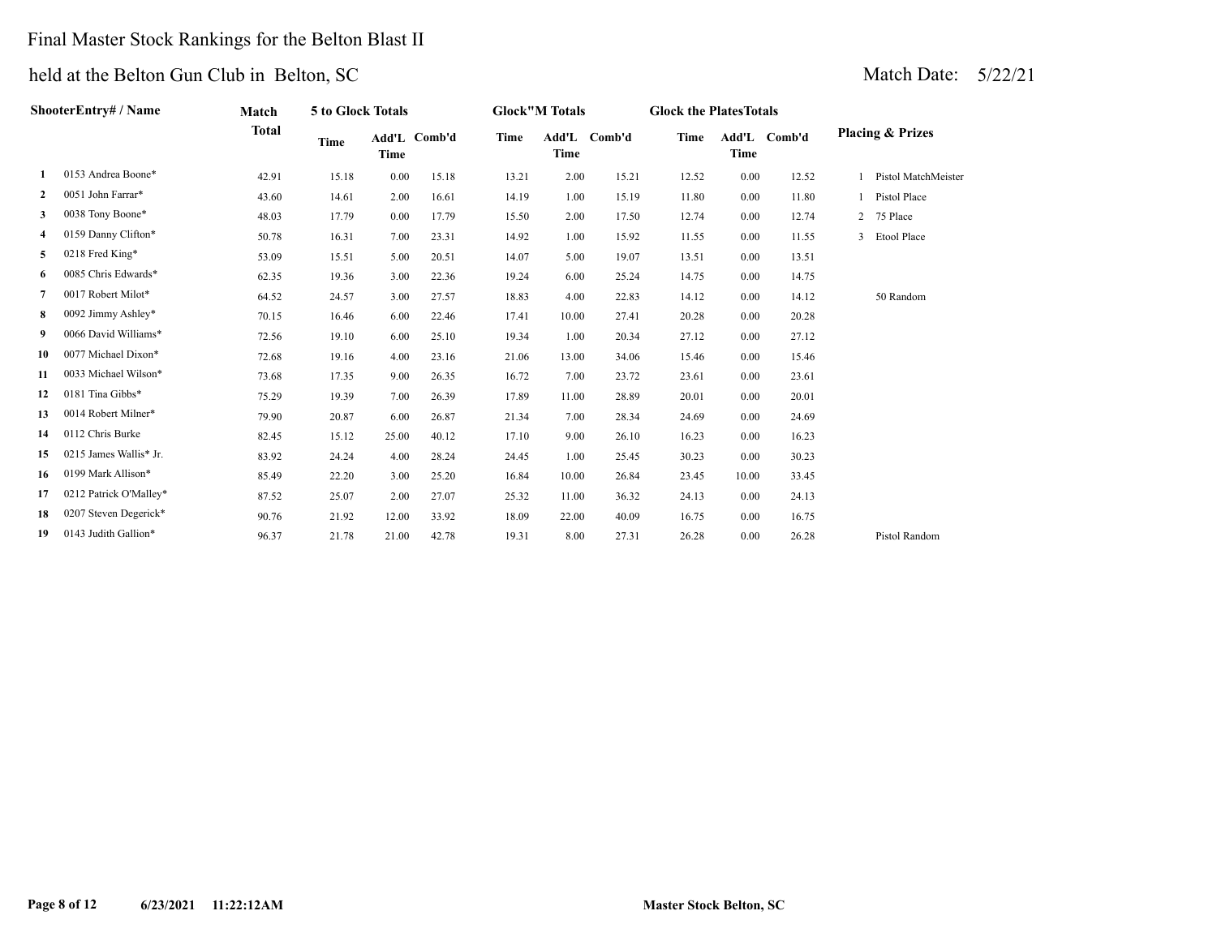# Final Master Stock Rankings for the Belton Blast II

## held at the Belton Gun Club in Belton, SC

Match Date: 5/22/21

| | ShooterEntry# / Name | Match Total | 5 to Glock Totals | | | Glock"M Totals | | | Glock the PlatesTotals | | | Placing & Prizes | |
|---|---|---|---|---|---|---|---|---|---|---|---|---|---|
| | | | Time | Add'L Time | Comb'd | Time | Add'L Time | Comb'd | Time | Add'L Time | Comb'd | | |
| 1 | 0153 Andrea Boone* | 42.91 | 15.18 | 0.00 | 15.18 | 13.21 | 2.00 | 15.21 | 12.52 | 0.00 | 12.52 | 1 | Pistol MatchMeister |
| 2 | 0051 John Farrar* | 43.60 | 14.61 | 2.00 | 16.61 | 14.19 | 1.00 | 15.19 | 11.80 | 0.00 | 11.80 | 1 | Pistol Place |
| 3 | 0038 Tony Boone* | 48.03 | 17.79 | 0.00 | 17.79 | 15.50 | 2.00 | 17.50 | 12.74 | 0.00 | 12.74 | 2 | 75 Place |
| 4 | 0159 Danny Clifton* | 50.78 | 16.31 | 7.00 | 23.31 | 14.92 | 1.00 | 15.92 | 11.55 | 0.00 | 11.55 | 3 | Etool Place |
| 5 | 0218 Fred King* | 53.09 | 15.51 | 5.00 | 20.51 | 14.07 | 5.00 | 19.07 | 13.51 | 0.00 | 13.51 | | |
| 6 | 0085 Chris Edwards* | 62.35 | 19.36 | 3.00 | 22.36 | 19.24 | 6.00 | 25.24 | 14.75 | 0.00 | 14.75 | | |
| 7 | 0017 Robert Milot* | 64.52 | 24.57 | 3.00 | 27.57 | 18.83 | 4.00 | 22.83 | 14.12 | 0.00 | 14.12 | | 50 Random |
| 8 | 0092 Jimmy Ashley* | 70.15 | 16.46 | 6.00 | 22.46 | 17.41 | 10.00 | 27.41 | 20.28 | 0.00 | 20.28 | | |
| 9 | 0066 David Williams* | 72.56 | 19.10 | 6.00 | 25.10 | 19.34 | 1.00 | 20.34 | 27.12 | 0.00 | 27.12 | | |
| 10 | 0077 Michael Dixon* | 72.68 | 19.16 | 4.00 | 23.16 | 21.06 | 13.00 | 34.06 | 15.46 | 0.00 | 15.46 | | |
| 11 | 0033 Michael Wilson* | 73.68 | 17.35 | 9.00 | 26.35 | 16.72 | 7.00 | 23.72 | 23.61 | 0.00 | 23.61 | | |
| 12 | 0181 Tina Gibbs* | 75.29 | 19.39 | 7.00 | 26.39 | 17.89 | 11.00 | 28.89 | 20.01 | 0.00 | 20.01 | | |
| 13 | 0014 Robert Milner* | 79.90 | 20.87 | 6.00 | 26.87 | 21.34 | 7.00 | 28.34 | 24.69 | 0.00 | 24.69 | | |
| 14 | 0112 Chris Burke | 82.45 | 15.12 | 25.00 | 40.12 | 17.10 | 9.00 | 26.10 | 16.23 | 0.00 | 16.23 | | |
| 15 | 0215 James Wallis* Jr. | 83.92 | 24.24 | 4.00 | 28.24 | 24.45 | 1.00 | 25.45 | 30.23 | 0.00 | 30.23 | | |
| 16 | 0199 Mark Allison* | 85.49 | 22.20 | 3.00 | 25.20 | 16.84 | 10.00 | 26.84 | 23.45 | 10.00 | 33.45 | | |
| 17 | 0212 Patrick O'Malley* | 87.52 | 25.07 | 2.00 | 27.07 | 25.32 | 11.00 | 36.32 | 24.13 | 0.00 | 24.13 | | |
| 18 | 0207 Steven Degerick* | 90.76 | 21.92 | 12.00 | 33.92 | 18.09 | 22.00 | 40.09 | 16.75 | 0.00 | 16.75 | | |
| 19 | 0143 Judith Gallion* | 96.37 | 21.78 | 21.00 | 42.78 | 19.31 | 8.00 | 27.31 | 26.28 | 0.00 | 26.28 | | Pistol Random |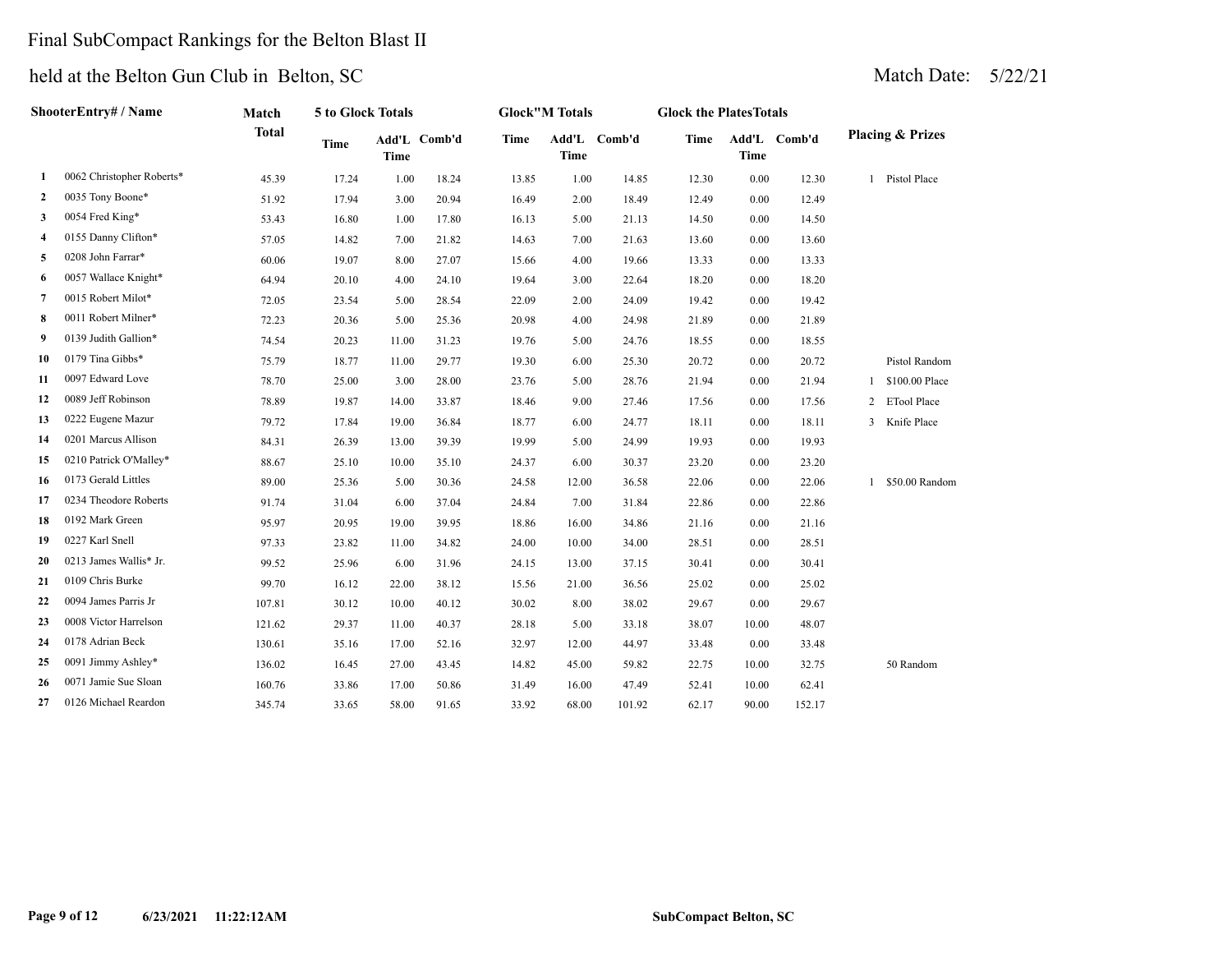# Final SubCompact Rankings for the Belton Blast II

## held at the Belton Gun Club in Belton, SC

Match Date: 5/22/21

| | ShooterEntry# / Name | Match Total | 5 to Glock Totals | | | Glock"M Totals | | | Glock the PlatesTotals | | | Placing & Prizes |
|---|---|---|---|---|---|---|---|---|---|---|---|---|
| | | | Time | Add'L Time | Comb'd | Time | Add'L Time | Comb'd | Time | Add'L Time | Comb'd | |
| 1 | 0062 Christopher Roberts* | 45.39 | 17.24 | 1.00 | 18.24 | 13.85 | 1.00 | 14.85 | 12.30 | 0.00 | 12.30 | 1 Pistol Place |
| 2 | 0035 Tony Boone* | 51.92 | 17.94 | 3.00 | 20.94 | 16.49 | 2.00 | 18.49 | 12.49 | 0.00 | 12.49 | |
| 3 | 0054 Fred King* | 53.43 | 16.80 | 1.00 | 17.80 | 16.13 | 5.00 | 21.13 | 14.50 | 0.00 | 14.50 | |
| 4 | 0155 Danny Clifton* | 57.05 | 14.82 | 7.00 | 21.82 | 14.63 | 7.00 | 21.63 | 13.60 | 0.00 | 13.60 | |
| 5 | 0208 John Farrar* | 60.06 | 19.07 | 8.00 | 27.07 | 15.66 | 4.00 | 19.66 | 13.33 | 0.00 | 13.33 | |
| 6 | 0057 Wallace Knight* | 64.94 | 20.10 | 4.00 | 24.10 | 19.64 | 3.00 | 22.64 | 18.20 | 0.00 | 18.20 | |
| 7 | 0015 Robert Milot* | 72.05 | 23.54 | 5.00 | 28.54 | 22.09 | 2.00 | 24.09 | 19.42 | 0.00 | 19.42 | |
| 8 | 0011 Robert Milner* | 72.23 | 20.36 | 5.00 | 25.36 | 20.98 | 4.00 | 24.98 | 21.89 | 0.00 | 21.89 | |
| 9 | 0139 Judith Gallion* | 74.54 | 20.23 | 11.00 | 31.23 | 19.76 | 5.00 | 24.76 | 18.55 | 0.00 | 18.55 | |
| 10 | 0179 Tina Gibbs* | 75.79 | 18.77 | 11.00 | 29.77 | 19.30 | 6.00 | 25.30 | 20.72 | 0.00 | 20.72 | Pistol Random |
| 11 | 0097 Edward Love | 78.70 | 25.00 | 3.00 | 28.00 | 23.76 | 5.00 | 28.76 | 21.94 | 0.00 | 21.94 | 1 $100.00 Place |
| 12 | 0089 Jeff Robinson | 78.89 | 19.87 | 14.00 | 33.87 | 18.46 | 9.00 | 27.46 | 17.56 | 0.00 | 17.56 | 2 ETool Place |
| 13 | 0222 Eugene Mazur | 79.72 | 17.84 | 19.00 | 36.84 | 18.77 | 6.00 | 24.77 | 18.11 | 0.00 | 18.11 | 3 Knife Place |
| 14 | 0201 Marcus Allison | 84.31 | 26.39 | 13.00 | 39.39 | 19.99 | 5.00 | 24.99 | 19.93 | 0.00 | 19.93 | |
| 15 | 0210 Patrick O'Malley* | 88.67 | 25.10 | 10.00 | 35.10 | 24.37 | 6.00 | 30.37 | 23.20 | 0.00 | 23.20 | |
| 16 | 0173 Gerald Littles | 89.00 | 25.36 | 5.00 | 30.36 | 24.58 | 12.00 | 36.58 | 22.06 | 0.00 | 22.06 | 1 $50.00 Random |
| 17 | 0234 Theodore Roberts | 91.74 | 31.04 | 6.00 | 37.04 | 24.84 | 7.00 | 31.84 | 22.86 | 0.00 | 22.86 | |
| 18 | 0192 Mark Green | 95.97 | 20.95 | 19.00 | 39.95 | 18.86 | 16.00 | 34.86 | 21.16 | 0.00 | 21.16 | |
| 19 | 0227 Karl Snell | 97.33 | 23.82 | 11.00 | 34.82 | 24.00 | 10.00 | 34.00 | 28.51 | 0.00 | 28.51 | |
| 20 | 0213 James Wallis* Jr. | 99.52 | 25.96 | 6.00 | 31.96 | 24.15 | 13.00 | 37.15 | 30.41 | 0.00 | 30.41 | |
| 21 | 0109 Chris Burke | 99.70 | 16.12 | 22.00 | 38.12 | 15.56 | 21.00 | 36.56 | 25.02 | 0.00 | 25.02 | |
| 22 | 0094 James Parris Jr | 107.81 | 30.12 | 10.00 | 40.12 | 30.02 | 8.00 | 38.02 | 29.67 | 0.00 | 29.67 | |
| 23 | 0008 Victor Harrelson | 121.62 | 29.37 | 11.00 | 40.37 | 28.18 | 5.00 | 33.18 | 38.07 | 10.00 | 48.07 | |
| 24 | 0178 Adrian Beck | 130.61 | 35.16 | 17.00 | 52.16 | 32.97 | 12.00 | 44.97 | 33.48 | 0.00 | 33.48 | |
| 25 | 0091 Jimmy Ashley* | 136.02 | 16.45 | 27.00 | 43.45 | 14.82 | 45.00 | 59.82 | 22.75 | 10.00 | 32.75 | 50 Random |
| 26 | 0071 Jamie Sue Sloan | 160.76 | 33.86 | 17.00 | 50.86 | 31.49 | 16.00 | 47.49 | 52.41 | 10.00 | 62.41 | |
| 27 | 0126 Michael Reardon | 345.74 | 33.65 | 58.00 | 91.65 | 33.92 | 68.00 | 101.92 | 62.17 | 90.00 | 152.17 | |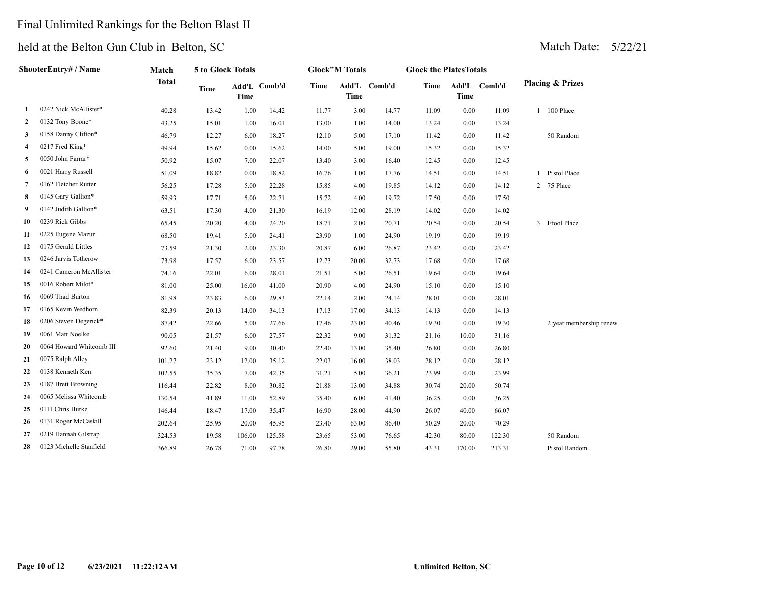# Final Unlimited Rankings for the Belton Blast II

## held at the Belton Gun Club in Belton, SC

Match Date: 5/22/21

| | ShooterEntry# / Name | Match Total | 5 to Glock Totals | | | Glock"M Totals | | | Glock the PlatesTotals | | | Placing & Prizes | |
|---|---|---|---|---|---|---|---|---|---|---|---|---|---|
| | | | Time | Add'L Time | Comb'd | Time | Add'L Time | Comb'd | Time | Add'L Time | Comb'd | | |
| 1 | 0242 Nick McAllister* | 40.28 | 13.42 | 1.00 | 14.42 | 11.77 | 3.00 | 14.77 | 11.09 | 0.00 | 11.09 | 1 | 100 Place |
| 2 | 0132 Tony Boone* | 43.25 | 15.01 | 1.00 | 16.01 | 13.00 | 1.00 | 14.00 | 13.24 | 0.00 | 13.24 | | |
| 3 | 0158 Danny Clifton* | 46.79 | 12.27 | 6.00 | 18.27 | 12.10 | 5.00 | 17.10 | 11.42 | 0.00 | 11.42 | | 50 Random |
| 4 | 0217 Fred King* | 49.94 | 15.62 | 0.00 | 15.62 | 14.00 | 5.00 | 19.00 | 15.32 | 0.00 | 15.32 | | |
| 5 | 0050 John Farrar* | 50.92 | 15.07 | 7.00 | 22.07 | 13.40 | 3.00 | 16.40 | 12.45 | 0.00 | 12.45 | | |
| 6 | 0021 Harry Russell | 51.09 | 18.82 | 0.00 | 18.82 | 16.76 | 1.00 | 17.76 | 14.51 | 0.00 | 14.51 | 1 | Pistol Place |
| 7 | 0162 Fletcher Rutter | 56.25 | 17.28 | 5.00 | 22.28 | 15.85 | 4.00 | 19.85 | 14.12 | 0.00 | 14.12 | 2 | 75 Place |
| 8 | 0145 Gary Gallion* | 59.93 | 17.71 | 5.00 | 22.71 | 15.72 | 4.00 | 19.72 | 17.50 | 0.00 | 17.50 | | |
| 9 | 0142 Judith Gallion* | 63.51 | 17.30 | 4.00 | 21.30 | 16.19 | 12.00 | 28.19 | 14.02 | 0.00 | 14.02 | | |
| 10 | 0239 Rick Gibbs | 65.45 | 20.20 | 4.00 | 24.20 | 18.71 | 2.00 | 20.71 | 20.54 | 0.00 | 20.54 | 3 | Etool Place |
| 11 | 0225 Eugene Mazur | 68.50 | 19.41 | 5.00 | 24.41 | 23.90 | 1.00 | 24.90 | 19.19 | 0.00 | 19.19 | | |
| 12 | 0175 Gerald Littles | 73.59 | 21.30 | 2.00 | 23.30 | 20.87 | 6.00 | 26.87 | 23.42 | 0.00 | 23.42 | | |
| 13 | 0246 Jarvis Totherow | 73.98 | 17.57 | 6.00 | 23.57 | 12.73 | 20.00 | 32.73 | 17.68 | 0.00 | 17.68 | | |
| 14 | 0241 Cameron McAllister | 74.16 | 22.01 | 6.00 | 28.01 | 21.51 | 5.00 | 26.51 | 19.64 | 0.00 | 19.64 | | |
| 15 | 0016 Robert Milot* | 81.00 | 25.00 | 16.00 | 41.00 | 20.90 | 4.00 | 24.90 | 15.10 | 0.00 | 15.10 | | |
| 16 | 0069 Thad Burton | 81.98 | 23.83 | 6.00 | 29.83 | 22.14 | 2.00 | 24.14 | 28.01 | 0.00 | 28.01 | | |
| 17 | 0165 Kevin Wedhorn | 82.39 | 20.13 | 14.00 | 34.13 | 17.13 | 17.00 | 34.13 | 14.13 | 0.00 | 14.13 | | |
| 18 | 0206 Steven Degerick* | 87.42 | 22.66 | 5.00 | 27.66 | 17.46 | 23.00 | 40.46 | 19.30 | 0.00 | 19.30 | | 2 year membership renew |
| 19 | 0061 Matt Noelke | 90.05 | 21.57 | 6.00 | 27.57 | 22.32 | 9.00 | 31.32 | 21.16 | 10.00 | 31.16 | | |
| 20 | 0064 Howard Whitcomb III | 92.60 | 21.40 | 9.00 | 30.40 | 22.40 | 13.00 | 35.40 | 26.80 | 0.00 | 26.80 | | |
| 21 | 0075 Ralph Alley | 101.27 | 23.12 | 12.00 | 35.12 | 22.03 | 16.00 | 38.03 | 28.12 | 0.00 | 28.12 | | |
| 22 | 0138 Kenneth Kerr | 102.55 | 35.35 | 7.00 | 42.35 | 31.21 | 5.00 | 36.21 | 23.99 | 0.00 | 23.99 | | |
| 23 | 0187 Brett Browning | 116.44 | 22.82 | 8.00 | 30.82 | 21.88 | 13.00 | 34.88 | 30.74 | 20.00 | 50.74 | | |
| 24 | 0065 Melissa Whitcomb | 130.54 | 41.89 | 11.00 | 52.89 | 35.40 | 6.00 | 41.40 | 36.25 | 0.00 | 36.25 | | |
| 25 | 0111 Chris Burke | 146.44 | 18.47 | 17.00 | 35.47 | 16.90 | 28.00 | 44.90 | 26.07 | 40.00 | 66.07 | | |
| 26 | 0131 Roger McCaskill | 202.64 | 25.95 | 20.00 | 45.95 | 23.40 | 63.00 | 86.40 | 50.29 | 20.00 | 70.29 | | |
| 27 | 0219 Hannah Gilstrap | 324.53 | 19.58 | 106.00 | 125.58 | 23.65 | 53.00 | 76.65 | 42.30 | 80.00 | 122.30 | | 50 Random |
| 28 | 0123 Michelle Stanfield | 366.89 | 26.78 | 71.00 | 97.78 | 26.80 | 29.00 | 55.80 | 43.31 | 170.00 | 213.31 | | Pistol Random |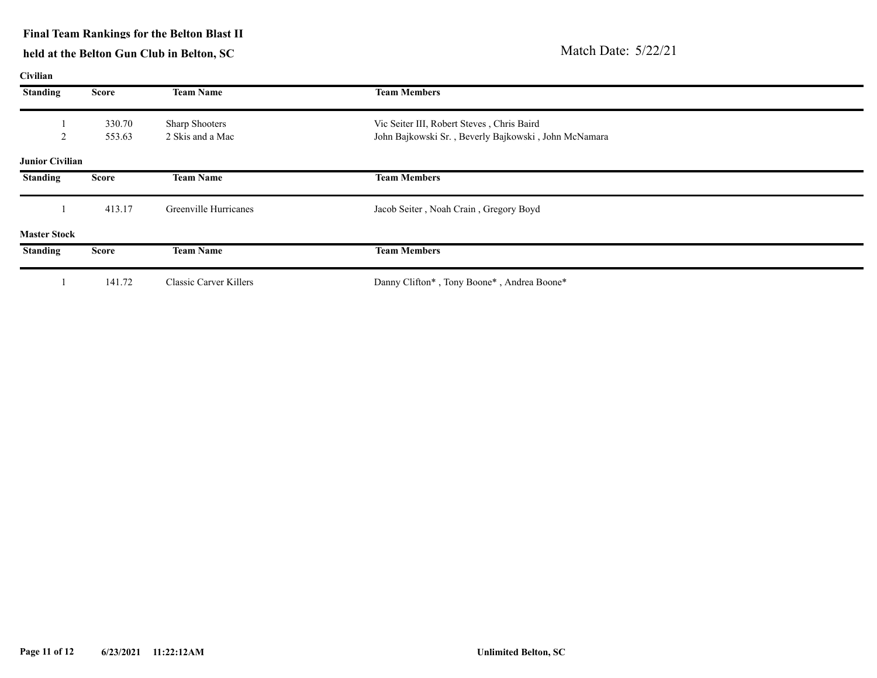**Final Team Rankings for the Belton Blast II**

**held at the Belton Gun Club in Belton, SC**

Match Date: 5/22/21

**Civilian**

| Standing | Score | Team Name | Team Members |
|---|---|---|---|
| 1 | 330.70 | Sharp Shooters | Vic Seiter III, Robert Steves , Chris Baird |
| 2 | 553.63 | 2 Skis and a Mac | John Bajkowski Sr. , Beverly Bajkowski , John McNamara |

**Junior Civilian**

| Standing | Score | Team Name | Team Members |
|---|---|---|---|
| 1 | 413.17 | Greenville Hurricanes | Jacob Seiter , Noah Crain , Gregory Boyd |

**Master Stock**

| Standing | Score | Team Name | Team Members |
|---|---|---|---|
| 1 | 141.72 | Classic Carver Killers | Danny Clifton* , Tony Boone* , Andrea Boone* |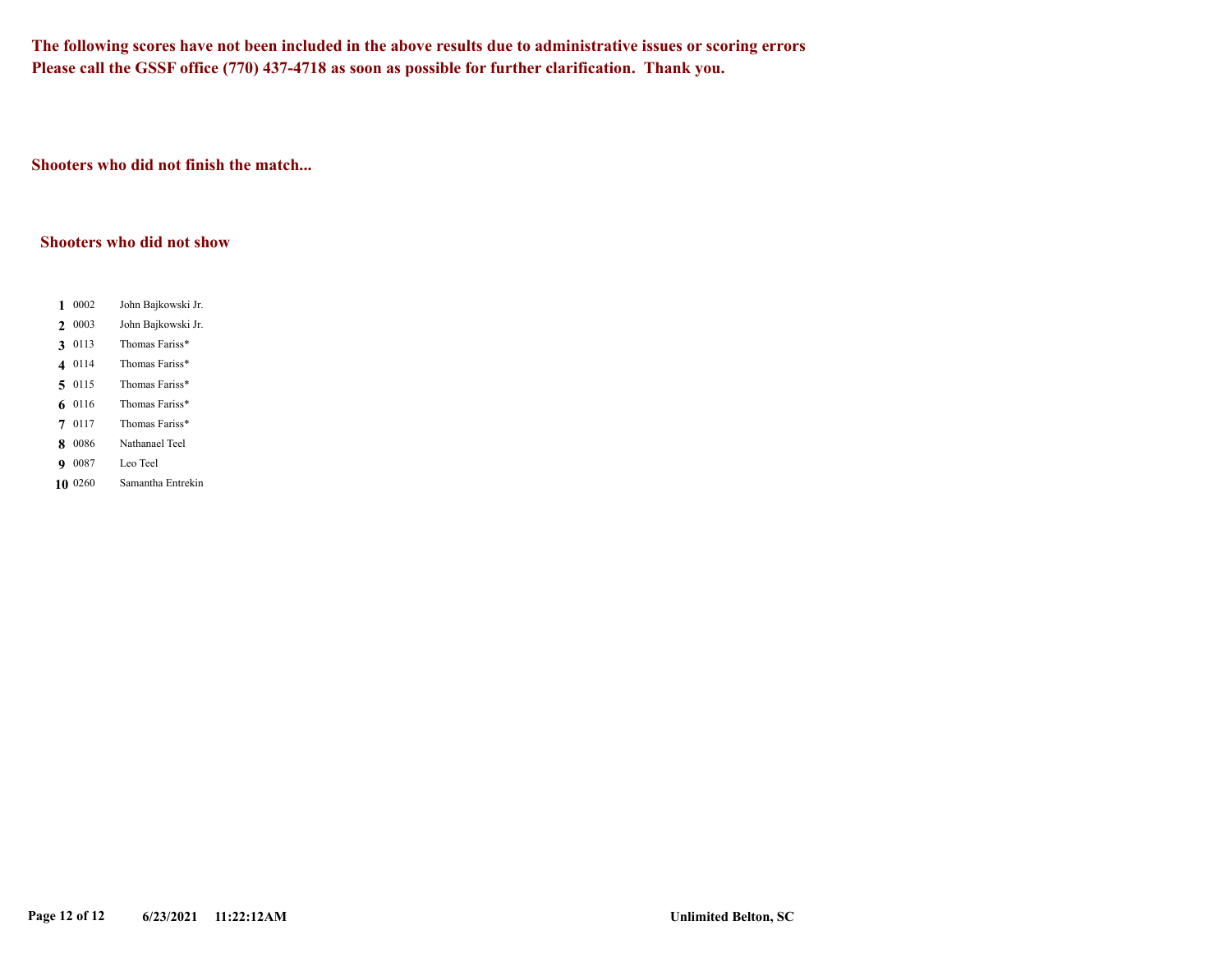**The following scores have not been included in the above results due to administrative issues or scoring errors**
**Please call the GSSF office (770) 437-4718 as soon as possible for further clarification.  Thank you.**

**Shooters who did not finish the match...**

**Shooters who did not show**

| | | |
|---|---|---|
| **1** | 0002 | John Bajkowski Jr. |
| **2** | 0003 | John Bajkowski Jr. |
| **3** | 0113 | Thomas Fariss* |
| **4** | 0114 | Thomas Fariss* |
| **5** | 0115 | Thomas Fariss* |
| **6** | 0116 | Thomas Fariss* |
| **7** | 0117 | Thomas Fariss* |
| **8** | 0086 | Nathanael Teel |
| **9** | 0087 | Leo Teel |
| **10** | 0260 | Samantha Entrekin |